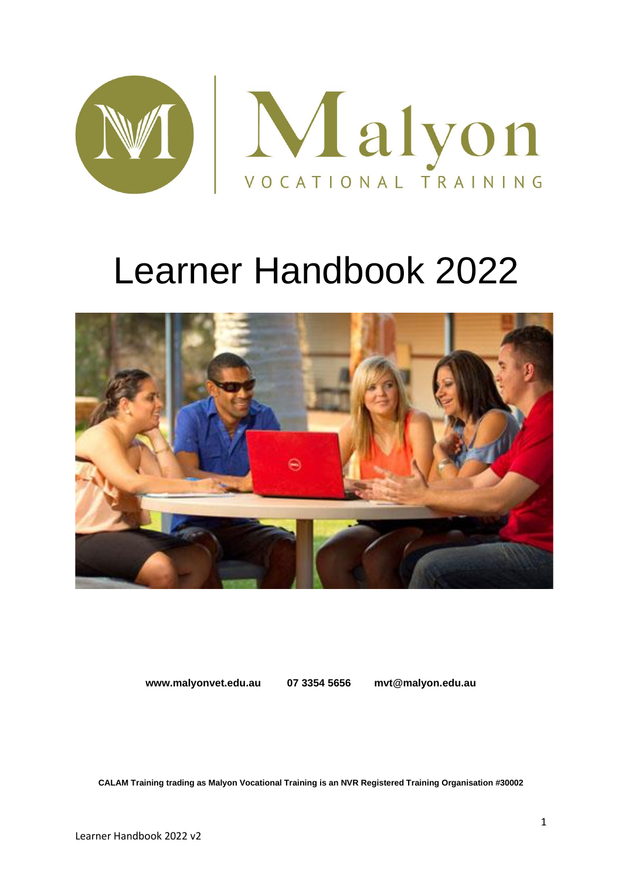# Malyon

VOCATIONAL TRAINING

# Learner Handbook 2022

**www.malyonvet.edu.au** **07 3354 5656** **mvt@malyon.edu.au**

**CALAM Training trading as Malyon Vocational Training is an NVR Registered Training Organisation #30002**

Learner Handbook 2022 v2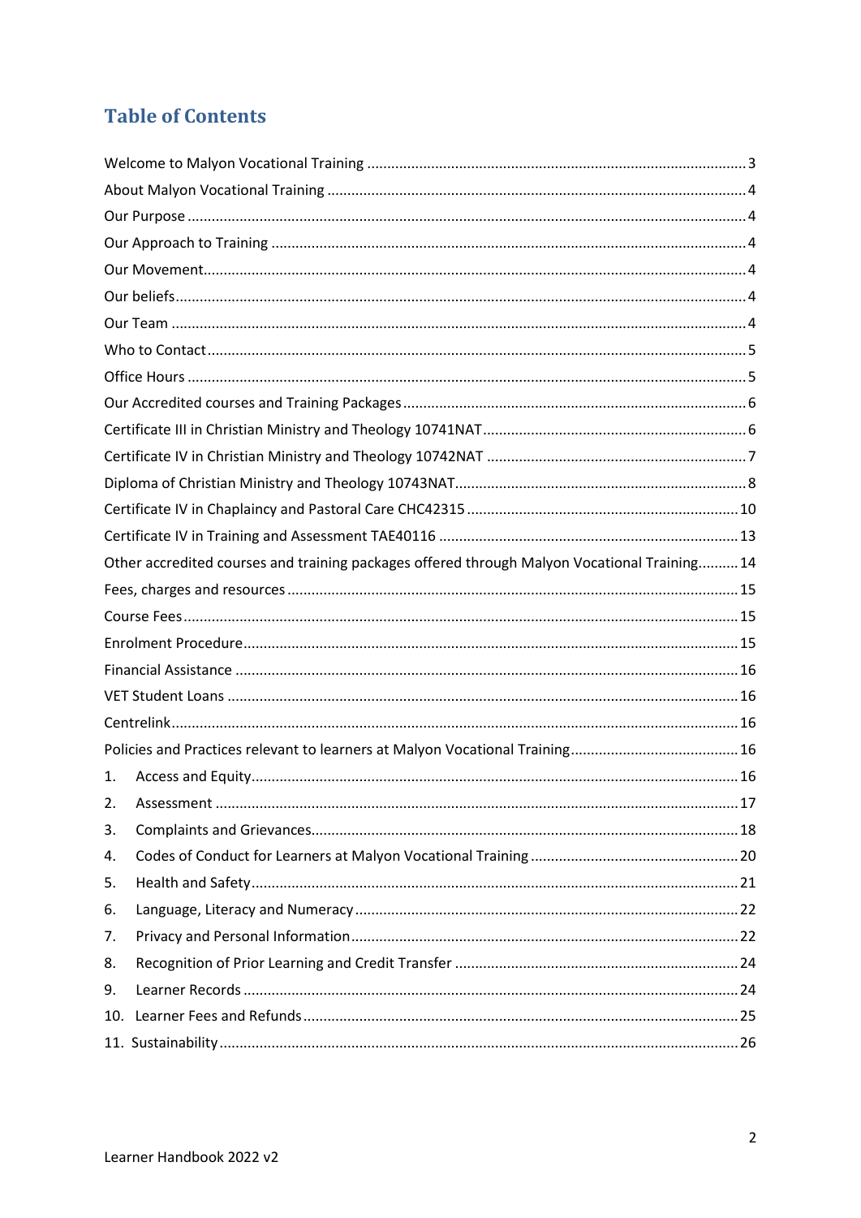# Table of Contents

Welcome to Malyon Vocational Training ..... 3
About Malyon Vocational Training ..... 4
Our Purpose ..... 4
Our Approach to Training ..... 4
Our Movement ..... 4
Our beliefs ..... 4
Our Team ..... 4
Who to Contact ..... 5
Office Hours ..... 5
Our Accredited courses and Training Packages ..... 6
Certificate III in Christian Ministry and Theology 10741NAT ..... 6
Certificate IV in Christian Ministry and Theology 10742NAT ..... 7
Diploma of Christian Ministry and Theology 10743NAT ..... 8
Certificate IV in Chaplaincy and Pastoral Care CHC42315 ..... 10
Certificate IV in Training and Assessment TAE40116 ..... 13
Other accredited courses and training packages offered through Malyon Vocational Training ..... 14
Fees, charges and resources ..... 15
Course Fees ..... 15
Enrolment Procedure ..... 15
Financial Assistance ..... 16
VET Student Loans ..... 16
Centrelink ..... 16
Policies and Practices relevant to learners at Malyon Vocational Training ..... 16
1. Access and Equity ..... 16
2. Assessment ..... 17
3. Complaints and Grievances ..... 18
4. Codes of Conduct for Learners at Malyon Vocational Training ..... 20
5. Health and Safety ..... 21
6. Language, Literacy and Numeracy ..... 22
7. Privacy and Personal Information ..... 22
8. Recognition of Prior Learning and Credit Transfer ..... 24
9. Learner Records ..... 24
10. Learner Fees and Refunds ..... 25
11. Sustainability ..... 26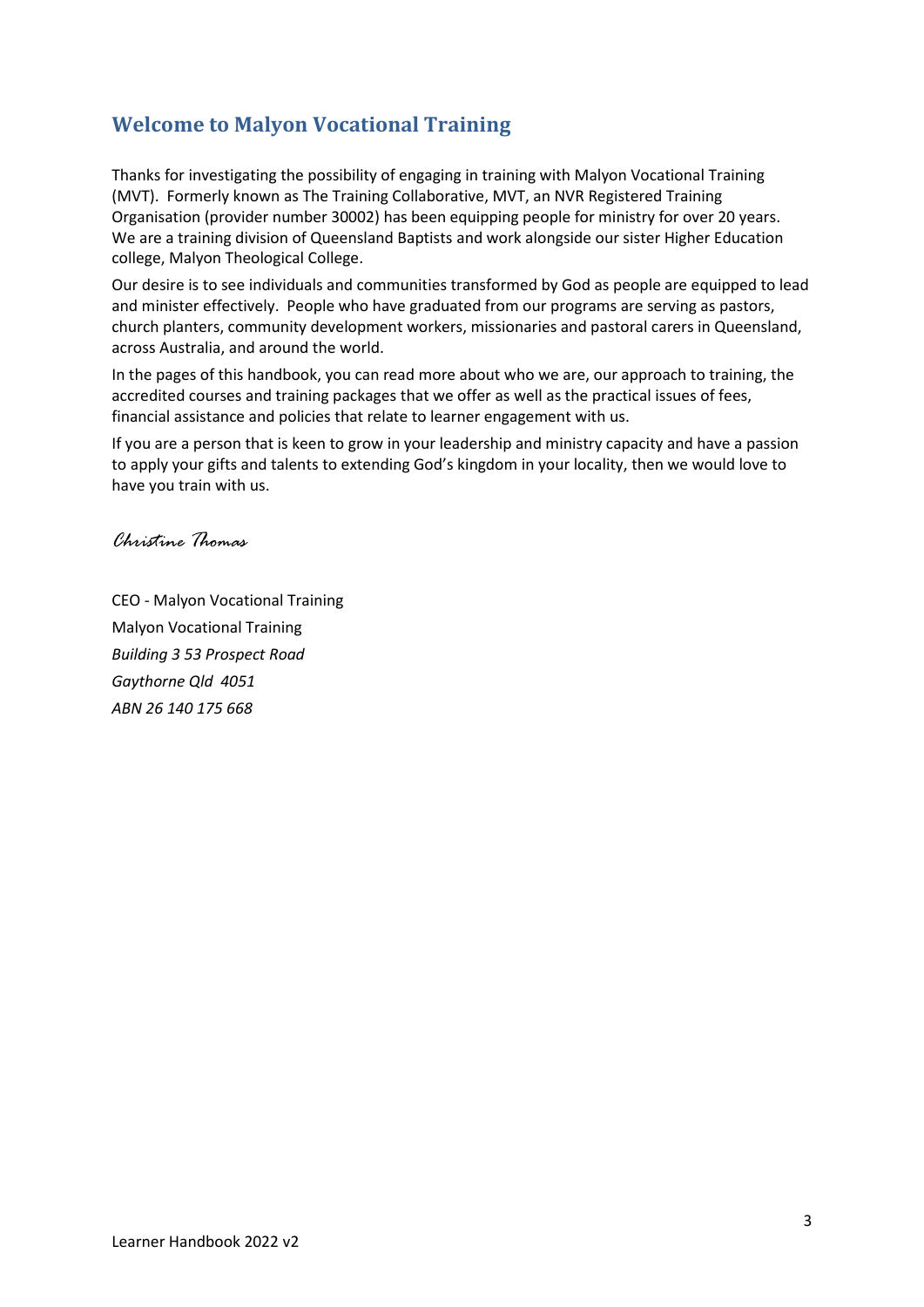## Welcome to Malyon Vocational Training

Thanks for investigating the possibility of engaging in training with Malyon Vocational Training (MVT). Formerly known as The Training Collaborative, MVT, an NVR Registered Training Organisation (provider number 30002) has been equipping people for ministry for over 20 years. We are a training division of Queensland Baptists and work alongside our sister Higher Education college, Malyon Theological College.

Our desire is to see individuals and communities transformed by God as people are equipped to lead and minister effectively. People who have graduated from our programs are serving as pastors, church planters, community development workers, missionaries and pastoral carers in Queensland, across Australia, and around the world.

In the pages of this handbook, you can read more about who we are, our approach to training, the accredited courses and training packages that we offer as well as the practical issues of fees, financial assistance and policies that relate to learner engagement with us.

If you are a person that is keen to grow in your leadership and ministry capacity and have a passion to apply your gifts and talents to extending God's kingdom in your locality, then we would love to have you train with us.

*Christine Thomas*

CEO - Malyon Vocational Training

Malyon Vocational Training

*Building 3 53 Prospect Road*

*Gaythorne Qld 4051*

*ABN 26 140 175 668*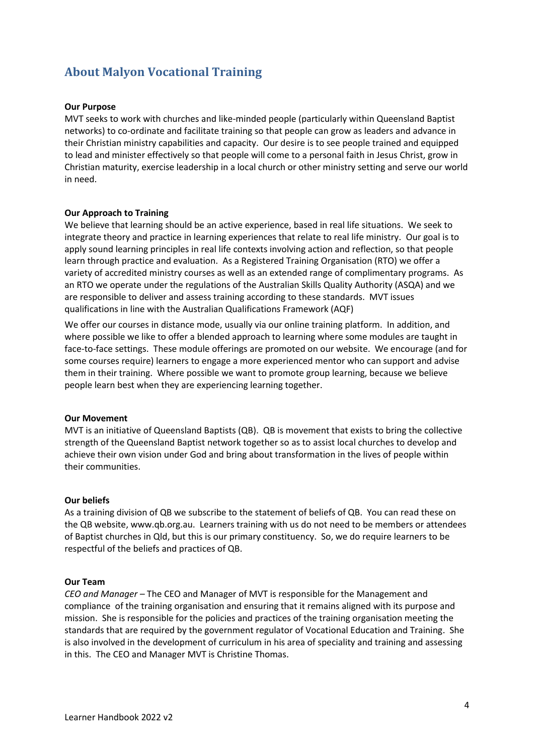## About Malyon Vocational Training

**Our Purpose**

MVT seeks to work with churches and like-minded people (particularly within Queensland Baptist networks) to co-ordinate and facilitate training so that people can grow as leaders and advance in their Christian ministry capabilities and capacity. Our desire is to see people trained and equipped to lead and minister effectively so that people will come to a personal faith in Jesus Christ, grow in Christian maturity, exercise leadership in a local church or other ministry setting and serve our world in need.

**Our Approach to Training**

We believe that learning should be an active experience, based in real life situations. We seek to integrate theory and practice in learning experiences that relate to real life ministry. Our goal is to apply sound learning principles in real life contexts involving action and reflection, so that people learn through practice and evaluation. As a Registered Training Organisation (RTO) we offer a variety of accredited ministry courses as well as an extended range of complimentary programs. As an RTO we operate under the regulations of the Australian Skills Quality Authority (ASQA) and we are responsible to deliver and assess training according to these standards. MVT issues qualifications in line with the Australian Qualifications Framework (AQF)

We offer our courses in distance mode, usually via our online training platform. In addition, and where possible we like to offer a blended approach to learning where some modules are taught in face-to-face settings. These module offerings are promoted on our website. We encourage (and for some courses require) learners to engage a more experienced mentor who can support and advise them in their training. Where possible we want to promote group learning, because we believe people learn best when they are experiencing learning together.

**Our Movement**

MVT is an initiative of Queensland Baptists (QB). QB is movement that exists to bring the collective strength of the Queensland Baptist network together so as to assist local churches to develop and achieve their own vision under God and bring about transformation in the lives of people within their communities.

**Our beliefs**

As a training division of QB we subscribe to the statement of beliefs of QB. You can read these on the QB website, www.qb.org.au. Learners training with us do not need to be members or attendees of Baptist churches in Qld, but this is our primary constituency. So, we do require learners to be respectful of the beliefs and practices of QB.

**Our Team**

*CEO and Manager* – The CEO and Manager of MVT is responsible for the Management and compliance of the training organisation and ensuring that it remains aligned with its purpose and mission. She is responsible for the policies and practices of the training organisation meeting the standards that are required by the government regulator of Vocational Education and Training. She is also involved in the development of curriculum in his area of speciality and training and assessing in this. The CEO and Manager MVT is Christine Thomas.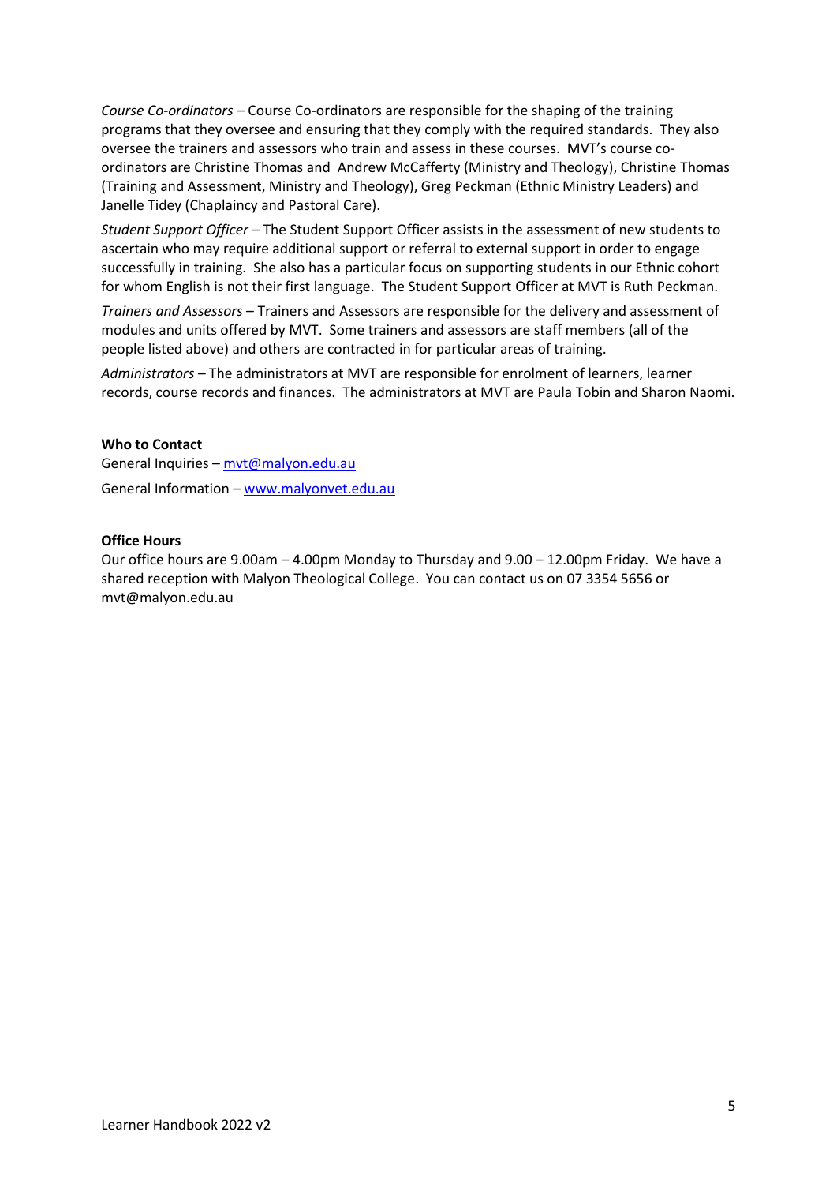*Course Co-ordinators* – Course Co-ordinators are responsible for the shaping of the training programs that they oversee and ensuring that they comply with the required standards. They also oversee the trainers and assessors who train and assess in these courses. MVT's course co-ordinators are Christine Thomas and Andrew McCafferty (Ministry and Theology), Christine Thomas (Training and Assessment, Ministry and Theology), Greg Peckman (Ethnic Ministry Leaders) and Janelle Tidey (Chaplaincy and Pastoral Care).

*Student Support Officer* – The Student Support Officer assists in the assessment of new students to ascertain who may require additional support or referral to external support in order to engage successfully in training. She also has a particular focus on supporting students in our Ethnic cohort for whom English is not their first language. The Student Support Officer at MVT is Ruth Peckman.

*Trainers and Assessors* – Trainers and Assessors are responsible for the delivery and assessment of modules and units offered by MVT. Some trainers and assessors are staff members (all of the people listed above) and others are contracted in for particular areas of training.

*Administrators* – The administrators at MVT are responsible for enrolment of learners, learner records, course records and finances. The administrators at MVT are Paula Tobin and Sharon Naomi.

**Who to Contact**

General Inquiries – mvt@malyon.edu.au

General Information – www.malyonvet.edu.au

**Office Hours**

Our office hours are 9.00am – 4.00pm Monday to Thursday and 9.00 – 12.00pm Friday. We have a shared reception with Malyon Theological College. You can contact us on 07 3354 5656 or mvt@malyon.edu.au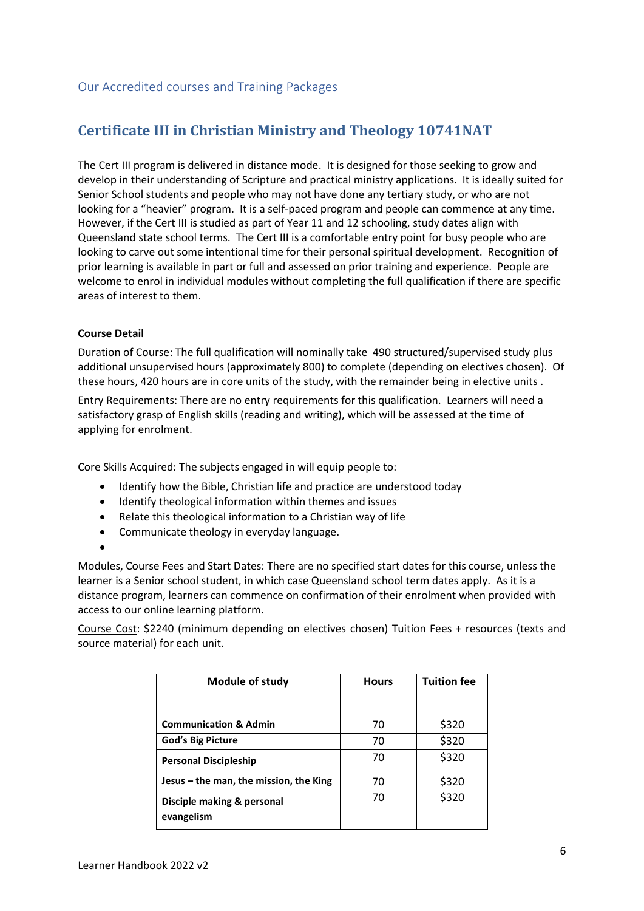## Our Accredited courses and Training Packages

# Certificate III in Christian Ministry and Theology 10741NAT

The Cert III program is delivered in distance mode. It is designed for those seeking to grow and develop in their understanding of Scripture and practical ministry applications. It is ideally suited for Senior School students and people who may not have done any tertiary study, or who are not looking for a "heavier" program. It is a self-paced program and people can commence at any time. However, if the Cert III is studied as part of Year 11 and 12 schooling, study dates align with Queensland state school terms. The Cert III is a comfortable entry point for busy people who are looking to carve out some intentional time for their personal spiritual development. Recognition of prior learning is available in part or full and assessed on prior training and experience. People are welcome to enrol in individual modules without completing the full qualification if there are specific areas of interest to them.

**Course Detail**

Duration of Course: The full qualification will nominally take 490 structured/supervised study plus additional unsupervised hours (approximately 800) to complete (depending on electives chosen). Of these hours, 420 hours are in core units of the study, with the remainder being in elective units .

Entry Requirements: There are no entry requirements for this qualification. Learners will need a satisfactory grasp of English skills (reading and writing), which will be assessed at the time of applying for enrolment.

Core Skills Acquired: The subjects engaged in will equip people to:

- Identify how the Bible, Christian life and practice are understood today
- Identify theological information within themes and issues
- Relate this theological information to a Christian way of life
- Communicate theology in everyday language.

Modules, Course Fees and Start Dates: There are no specified start dates for this course, unless the learner is a Senior school student, in which case Queensland school term dates apply. As it is a distance program, learners can commence on confirmation of their enrolment when provided with access to our online learning platform.

Course Cost: $2240 (minimum depending on electives chosen) Tuition Fees + resources (texts and source material) for each unit.

| Module of study | Hours | Tuition fee |
|---|---|---|
| **Communication & Admin** | 70 | $320 |
| **God's Big Picture** | 70 | $320 |
| **Personal Discipleship** | 70 | $320 |
| **Jesus – the man, the mission, the King** | 70 | $320 |
| **Disciple making & personal evangelism** | 70 | $320 |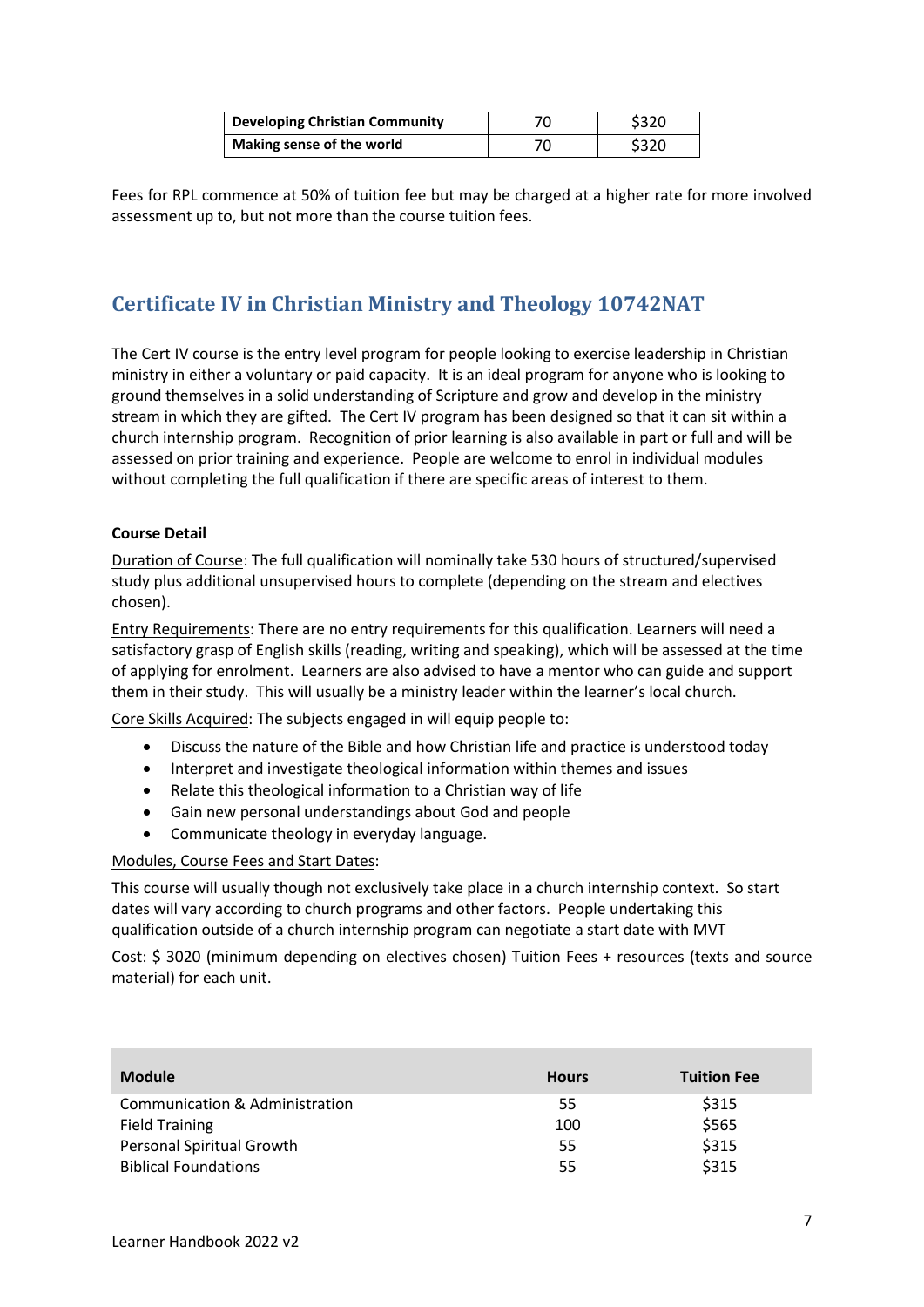| Developing Christian Community | 70 | $320 |
|---|---|---|
| Making sense of the world | 70 | $320 |

Fees for RPL commence at 50% of tuition fee but may be charged at a higher rate for more involved assessment up to, but not more than the course tuition fees.

## Certificate IV in Christian Ministry and Theology 10742NAT

The Cert IV course is the entry level program for people looking to exercise leadership in Christian ministry in either a voluntary or paid capacity. It is an ideal program for anyone who is looking to ground themselves in a solid understanding of Scripture and grow and develop in the ministry stream in which they are gifted. The Cert IV program has been designed so that it can sit within a church internship program. Recognition of prior learning is also available in part or full and will be assessed on prior training and experience. People are welcome to enrol in individual modules without completing the full qualification if there are specific areas of interest to them.

**Course Detail**

Duration of Course: The full qualification will nominally take 530 hours of structured/supervised study plus additional unsupervised hours to complete (depending on the stream and electives chosen).

Entry Requirements: There are no entry requirements for this qualification. Learners will need a satisfactory grasp of English skills (reading, writing and speaking), which will be assessed at the time of applying for enrolment. Learners are also advised to have a mentor who can guide and support them in their study. This will usually be a ministry leader within the learner's local church.

Core Skills Acquired: The subjects engaged in will equip people to:

- Discuss the nature of the Bible and how Christian life and practice is understood today
- Interpret and investigate theological information within themes and issues
- Relate this theological information to a Christian way of life
- Gain new personal understandings about God and people
- Communicate theology in everyday language.

Modules, Course Fees and Start Dates:

This course will usually though not exclusively take place in a church internship context. So start dates will vary according to church programs and other factors. People undertaking this qualification outside of a church internship program can negotiate a start date with MVT

Cost: $ 3020 (minimum depending on electives chosen) Tuition Fees + resources (texts and source material) for each unit.

| Module | Hours | Tuition Fee |
|---|---|---|
| Communication & Administration | 55 | $315 |
| Field Training | 100 | $565 |
| Personal Spiritual Growth | 55 | $315 |
| Biblical Foundations | 55 | $315 |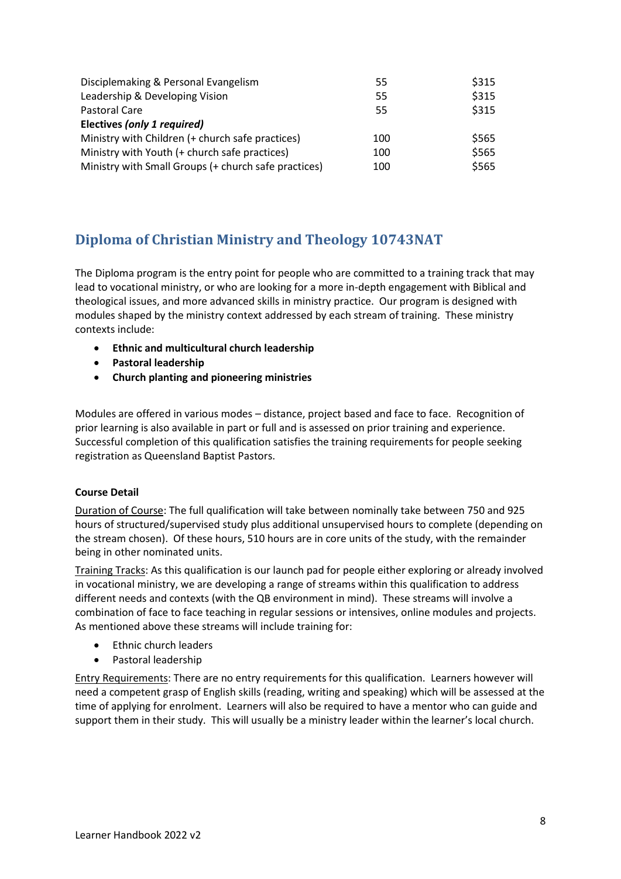| | | |
|---|---|---|
| Disciplemaking & Personal Evangelism | 55 | $315 |
| Leadership & Developing Vision | 55 | $315 |
| Pastoral Care | 55 | $315 |
| **Electives *(only 1 required)*** | | |
| Ministry with Children (+ church safe practices) | 100 | $565 |
| Ministry with Youth (+ church safe practices) | 100 | $565 |
| Ministry with Small Groups (+ church safe practices) | 100 | $565 |

## Diploma of Christian Ministry and Theology 10743NAT

The Diploma program is the entry point for people who are committed to a training track that may lead to vocational ministry, or who are looking for a more in-depth engagement with Biblical and theological issues, and more advanced skills in ministry practice. Our program is designed with modules shaped by the ministry context addressed by each stream of training. These ministry contexts include:

- **Ethnic and multicultural church leadership**
- **Pastoral leadership**
- **Church planting and pioneering ministries**

Modules are offered in various modes – distance, project based and face to face. Recognition of prior learning is also available in part or full and is assessed on prior training and experience. Successful completion of this qualification satisfies the training requirements for people seeking registration as Queensland Baptist Pastors.

**Course Detail**

Duration of Course: The full qualification will take between nominally take between 750 and 925 hours of structured/supervised study plus additional unsupervised hours to complete (depending on the stream chosen). Of these hours, 510 hours are in core units of the study, with the remainder being in other nominated units.

Training Tracks: As this qualification is our launch pad for people either exploring or already involved in vocational ministry, we are developing a range of streams within this qualification to address different needs and contexts (with the QB environment in mind). These streams will involve a combination of face to face teaching in regular sessions or intensives, online modules and projects. As mentioned above these streams will include training for:

- Ethnic church leaders
- Pastoral leadership

Entry Requirements: There are no entry requirements for this qualification. Learners however will need a competent grasp of English skills (reading, writing and speaking) which will be assessed at the time of applying for enrolment. Learners will also be required to have a mentor who can guide and support them in their study. This will usually be a ministry leader within the learner's local church.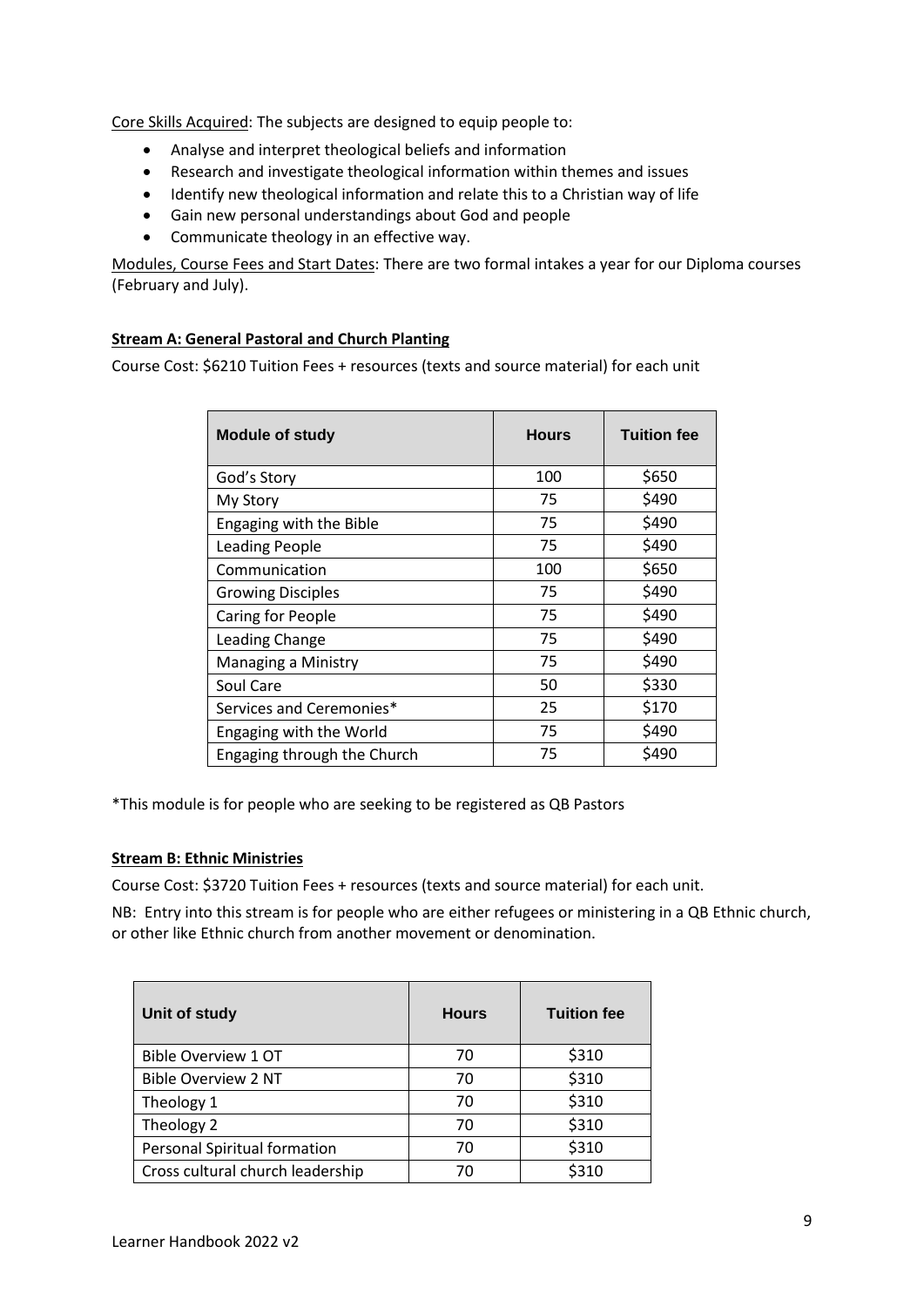Core Skills Acquired: The subjects are designed to equip people to:

- Analyse and interpret theological beliefs and information
- Research and investigate theological information within themes and issues
- Identify new theological information and relate this to a Christian way of life
- Gain new personal understandings about God and people
- Communicate theology in an effective way.

Modules, Course Fees and Start Dates: There are two formal intakes a year for our Diploma courses (February and July).

**Stream A: General Pastoral and Church Planting**

Course Cost: $6210 Tuition Fees + resources (texts and source material) for each unit

| Module of study | Hours | Tuition fee |
|---|---|---|
| God's Story | 100 | $650 |
| My Story | 75 | $490 |
| Engaging with the Bible | 75 | $490 |
| Leading People | 75 | $490 |
| Communication | 100 | $650 |
| Growing Disciples | 75 | $490 |
| Caring for People | 75 | $490 |
| Leading Change | 75 | $490 |
| Managing a Ministry | 75 | $490 |
| Soul Care | 50 | $330 |
| Services and Ceremonies* | 25 | $170 |
| Engaging with the World | 75 | $490 |
| Engaging through the Church | 75 | $490 |

*This module is for people who are seeking to be registered as QB Pastors

**Stream B: Ethnic Ministries**

Course Cost: $3720 Tuition Fees + resources (texts and source material) for each unit.

NB: Entry into this stream is for people who are either refugees or ministering in a QB Ethnic church, or other like Ethnic church from another movement or denomination.

| Unit of study | Hours | Tuition fee |
|---|---|---|
| Bible Overview 1 OT | 70 | $310 |
| Bible Overview 2 NT | 70 | $310 |
| Theology 1 | 70 | $310 |
| Theology 2 | 70 | $310 |
| Personal Spiritual formation | 70 | $310 |
| Cross cultural church leadership | 70 | $310 |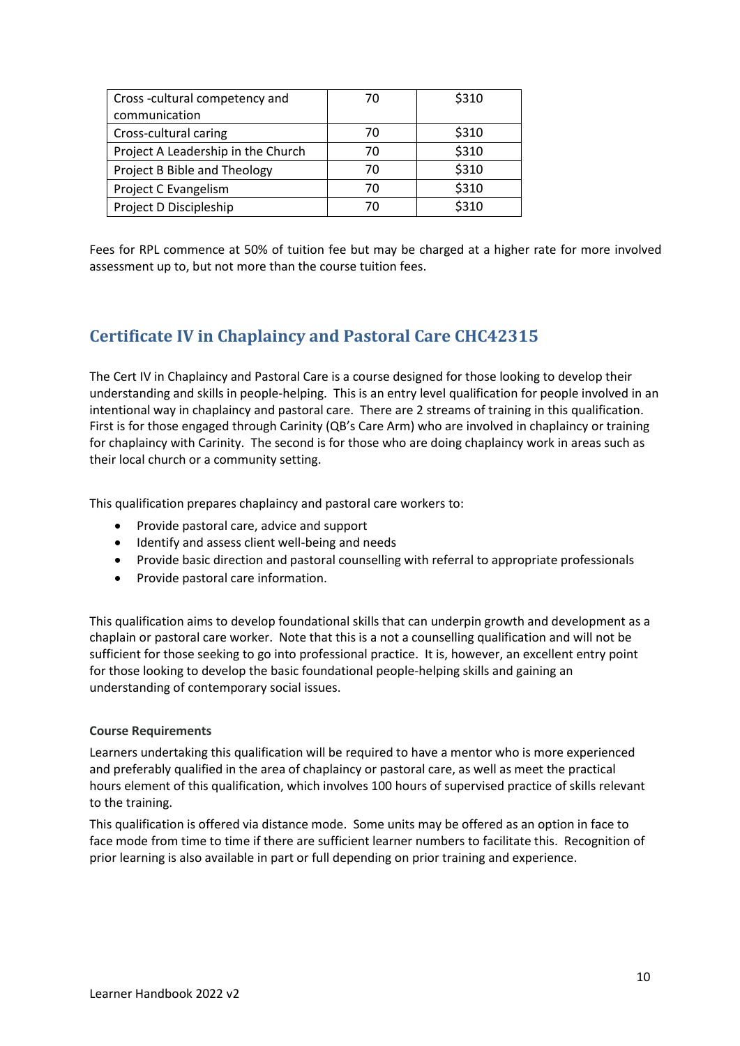| Cross -cultural competency and communication | 70 | $310 |
|---|---|---|
| Cross-cultural caring | 70 | $310 |
| Project A Leadership in the Church | 70 | $310 |
| Project B Bible and Theology | 70 | $310 |
| Project C Evangelism | 70 | $310 |
| Project D Discipleship | 70 | $310 |

Fees for RPL commence at 50% of tuition fee but may be charged at a higher rate for more involved assessment up to, but not more than the course tuition fees.

## Certificate IV in Chaplaincy and Pastoral Care CHC42315

The Cert IV in Chaplaincy and Pastoral Care is a course designed for those looking to develop their understanding and skills in people-helping. This is an entry level qualification for people involved in an intentional way in chaplaincy and pastoral care. There are 2 streams of training in this qualification. First is for those engaged through Carinity (QB's Care Arm) who are involved in chaplaincy or training for chaplaincy with Carinity. The second is for those who are doing chaplaincy work in areas such as their local church or a community setting.

This qualification prepares chaplaincy and pastoral care workers to:

- Provide pastoral care, advice and support
- Identify and assess client well-being and needs
- Provide basic direction and pastoral counselling with referral to appropriate professionals
- Provide pastoral care information.

This qualification aims to develop foundational skills that can underpin growth and development as a chaplain or pastoral care worker. Note that this is a not a counselling qualification and will not be sufficient for those seeking to go into professional practice. It is, however, an excellent entry point for those looking to develop the basic foundational people-helping skills and gaining an understanding of contemporary social issues.

#### Course Requirements

Learners undertaking this qualification will be required to have a mentor who is more experienced and preferably qualified in the area of chaplaincy or pastoral care, as well as meet the practical hours element of this qualification, which involves 100 hours of supervised practice of skills relevant to the training.

This qualification is offered via distance mode. Some units may be offered as an option in face to face mode from time to time if there are sufficient learner numbers to facilitate this. Recognition of prior learning is also available in part or full depending on prior training and experience.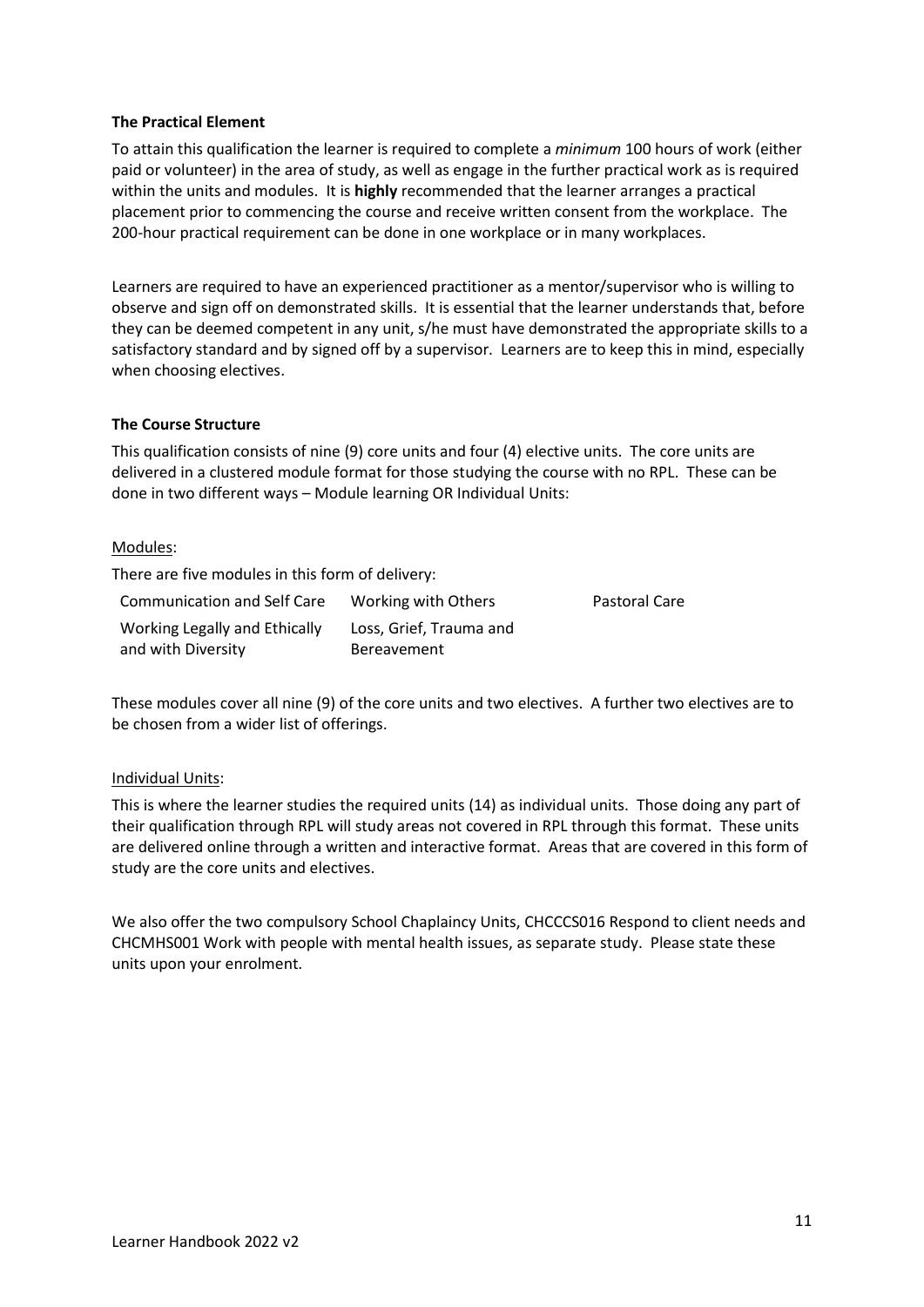**The Practical Element**

To attain this qualification the learner is required to complete a *minimum* 100 hours of work (either paid or volunteer) in the area of study, as well as engage in the further practical work as is required within the units and modules. It is **highly** recommended that the learner arranges a practical placement prior to commencing the course and receive written consent from the workplace. The 200-hour practical requirement can be done in one workplace or in many workplaces.

Learners are required to have an experienced practitioner as a mentor/supervisor who is willing to observe and sign off on demonstrated skills. It is essential that the learner understands that, before they can be deemed competent in any unit, s/he must have demonstrated the appropriate skills to a satisfactory standard and by signed off by a supervisor. Learners are to keep this in mind, especially when choosing electives.

**The Course Structure**

This qualification consists of nine (9) core units and four (4) elective units. The core units are delivered in a clustered module format for those studying the course with no RPL. These can be done in two different ways – Module learning OR Individual Units:

Modules:

There are five modules in this form of delivery:

| | | |
|---|---|---|
| Communication and Self Care | Working with Others | Pastoral Care |
| Working Legally and Ethically and with Diversity | Loss, Grief, Trauma and Bereavement | |

These modules cover all nine (9) of the core units and two electives. A further two electives are to be chosen from a wider list of offerings.

Individual Units:

This is where the learner studies the required units (14) as individual units. Those doing any part of their qualification through RPL will study areas not covered in RPL through this format. These units are delivered online through a written and interactive format. Areas that are covered in this form of study are the core units and electives.

We also offer the two compulsory School Chaplaincy Units, CHCCCS016 Respond to client needs and CHCMHS001 Work with people with mental health issues, as separate study. Please state these units upon your enrolment.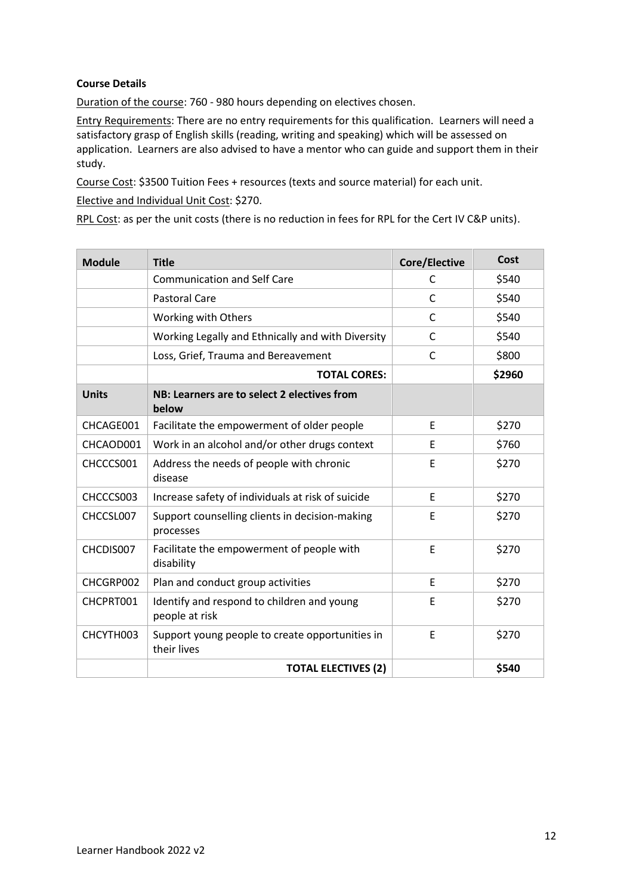**Course Details**

Duration of the course: 760 - 980 hours depending on electives chosen.

Entry Requirements: There are no entry requirements for this qualification. Learners will need a satisfactory grasp of English skills (reading, writing and speaking) which will be assessed on application. Learners are also advised to have a mentor who can guide and support them in their study.

Course Cost: $3500 Tuition Fees + resources (texts and source material) for each unit.

Elective and Individual Unit Cost: $270.

RPL Cost: as per the unit costs (there is no reduction in fees for RPL for the Cert IV C&P units).

| Module | Title | Core/Elective | Cost |
|---|---|---|---|
| | Communication and Self Care | C | $540 |
| | Pastoral Care | C | $540 |
| | Working with Others | C | $540 |
| | Working Legally and Ethnically and with Diversity | C | $540 |
| | Loss, Grief, Trauma and Bereavement | C | $800 |
| | **TOTAL CORES:** | | **$2960** |
| **Units** | **NB: Learners are to select 2 electives from below** | | |
| CHCAGE001 | Facilitate the empowerment of older people | E | $270 |
| CHCAOD001 | Work in an alcohol and/or other drugs context | E | $760 |
| CHCCCS001 | Address the needs of people with chronic disease | E | $270 |
| CHCCCS003 | Increase safety of individuals at risk of suicide | E | $270 |
| CHCCSL007 | Support counselling clients in decision-making processes | E | $270 |
| CHCDIS007 | Facilitate the empowerment of people with disability | E | $270 |
| CHCGRP002 | Plan and conduct group activities | E | $270 |
| CHCPRT001 | Identify and respond to children and young people at risk | E | $270 |
| CHCYTH003 | Support young people to create opportunities in their lives | E | $270 |
| | **TOTAL ELECTIVES (2)** | | **$540** |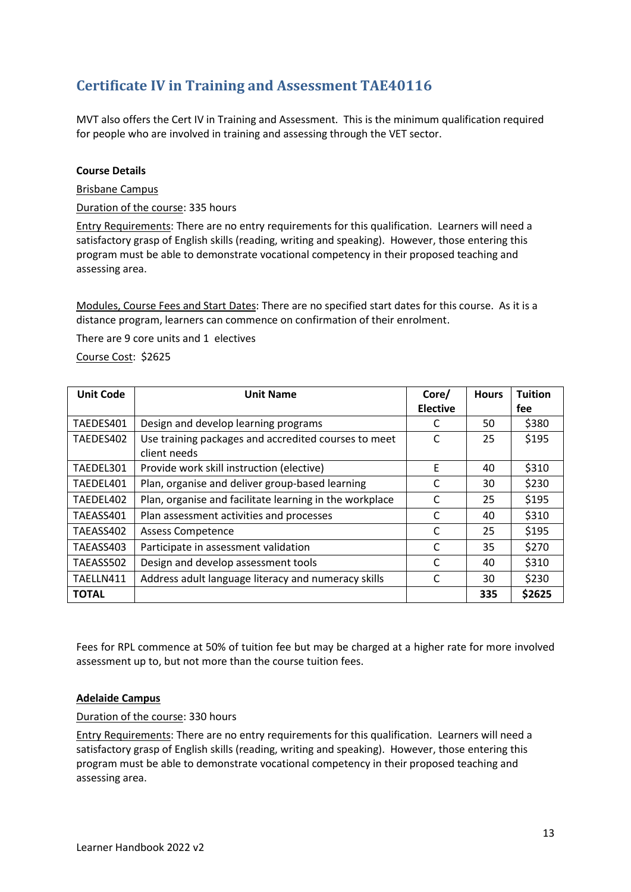## Certificate IV in Training and Assessment TAE40116

MVT also offers the Cert IV in Training and Assessment. This is the minimum qualification required for people who are involved in training and assessing through the VET sector.

**Course Details**

Brisbane Campus

Duration of the course: 335 hours

Entry Requirements: There are no entry requirements for this qualification. Learners will need a satisfactory grasp of English skills (reading, writing and speaking). However, those entering this program must be able to demonstrate vocational competency in their proposed teaching and assessing area.

Modules, Course Fees and Start Dates: There are no specified start dates for this course. As it is a distance program, learners can commence on confirmation of their enrolment.

There are 9 core units and 1 electives

Course Cost: $2625

| Unit Code | Unit Name | Core/ Elective | Hours | Tuition fee |
|---|---|---|---|---|
| TAEDES401 | Design and develop learning programs | C | 50 | $380 |
| TAEDES402 | Use training packages and accredited courses to meet client needs | C | 25 | $195 |
| TAEDEL301 | Provide work skill instruction (elective) | E | 40 | $310 |
| TAEDEL401 | Plan, organise and deliver group-based learning | C | 30 | $230 |
| TAEDEL402 | Plan, organise and facilitate learning in the workplace | C | 25 | $195 |
| TAEASS401 | Plan assessment activities and processes | C | 40 | $310 |
| TAEASS402 | Assess Competence | C | 25 | $195 |
| TAEASS403 | Participate in assessment validation | C | 35 | $270 |
| TAEASS502 | Design and develop assessment tools | C | 40 | $310 |
| TAELLN411 | Address adult language literacy and numeracy skills | C | 30 | $230 |
| **TOTAL** | | | **335** | **$2625** |

Fees for RPL commence at 50% of tuition fee but may be charged at a higher rate for more involved assessment up to, but not more than the course tuition fees.

**Adelaide Campus**

Duration of the course: 330 hours

Entry Requirements: There are no entry requirements for this qualification. Learners will need a satisfactory grasp of English skills (reading, writing and speaking). However, those entering this program must be able to demonstrate vocational competency in their proposed teaching and assessing area.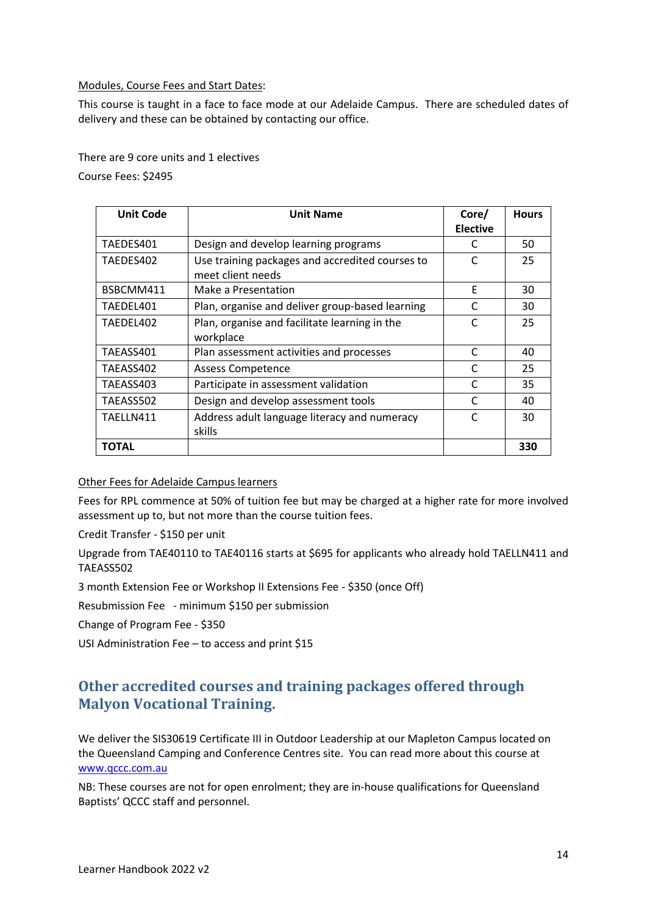Modules, Course Fees and Start Dates:

This course is taught in a face to face mode at our Adelaide Campus. There are scheduled dates of delivery and these can be obtained by contacting our office.

There are 9 core units and 1 electives

Course Fees: $2495

| Unit Code | Unit Name | Core/ Elective | Hours |
|---|---|---|---|
| TAEDES401 | Design and develop learning programs | C | 50 |
| TAEDES402 | Use training packages and accredited courses to meet client needs | C | 25 |
| BSBCMM411 | Make a Presentation | E | 30 |
| TAEDEL401 | Plan, organise and deliver group-based learning | C | 30 |
| TAEDEL402 | Plan, organise and facilitate learning in the workplace | C | 25 |
| TAEASS401 | Plan assessment activities and processes | C | 40 |
| TAEASS402 | Assess Competence | C | 25 |
| TAEASS403 | Participate in assessment validation | C | 35 |
| TAEASS502 | Design and develop assessment tools | C | 40 |
| TAELLN411 | Address adult language literacy and numeracy skills | C | 30 |
| **TOTAL** | | | **330** |

Other Fees for Adelaide Campus learners

Fees for RPL commence at 50% of tuition fee but may be charged at a higher rate for more involved assessment up to, but not more than the course tuition fees.

Credit Transfer - $150 per unit

Upgrade from TAE40110 to TAE40116 starts at $695 for applicants who already hold TAELLN411 and TAEASS502

3 month Extension Fee or Workshop II Extensions Fee - $350 (once Off)

Resubmission Fee - minimum $150 per submission

Change of Program Fee - $350

USI Administration Fee – to access and print $15

## Other accredited courses and training packages offered through Malyon Vocational Training.

We deliver the SIS30619 Certificate III in Outdoor Leadership at our Mapleton Campus located on the Queensland Camping and Conference Centres site. You can read more about this course at www.qccc.com.au

NB: These courses are not for open enrolment; they are in-house qualifications for Queensland Baptists' QCCC staff and personnel.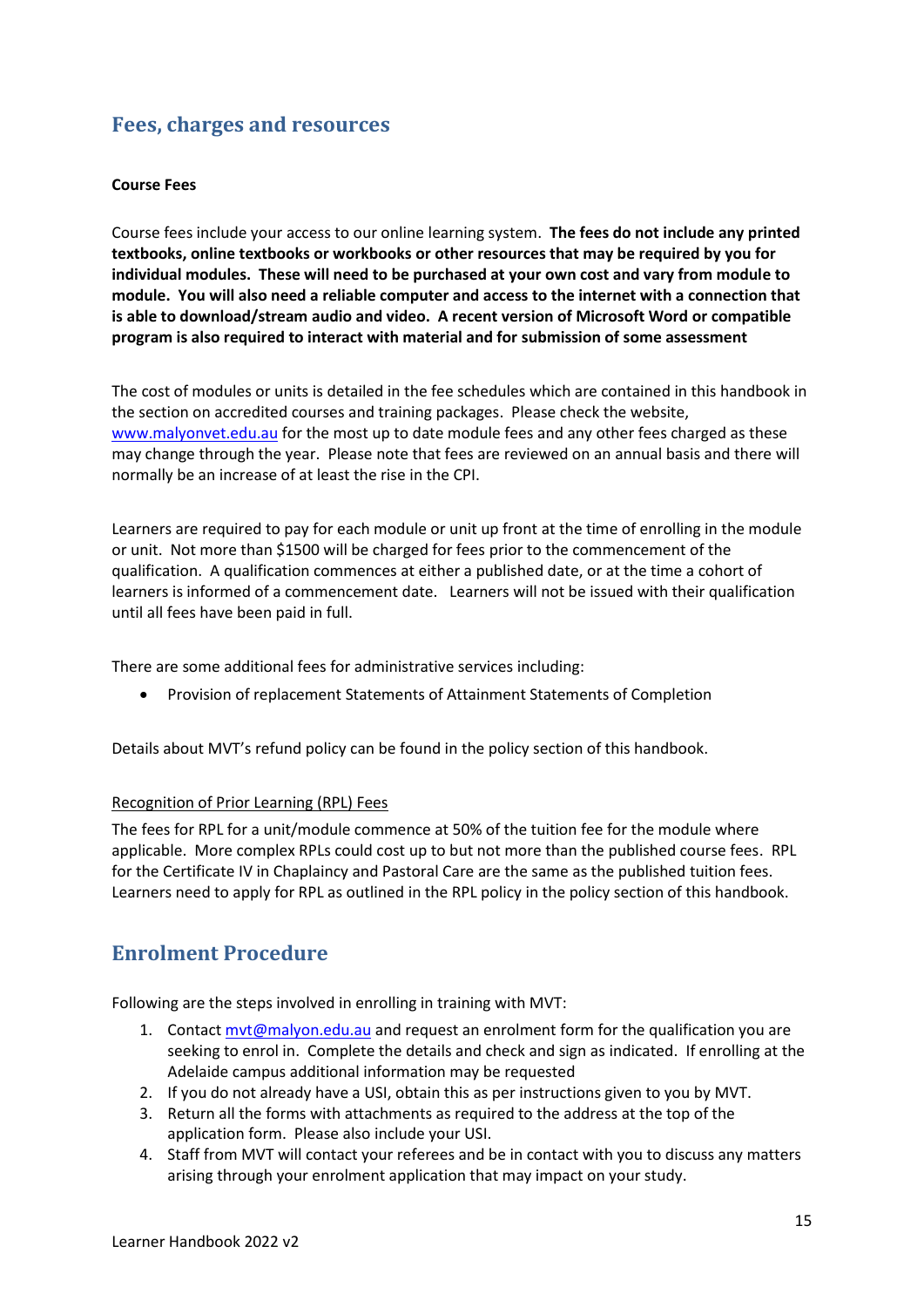## Fees, charges and resources

**Course Fees**

Course fees include your access to our online learning system. **The fees do not include any printed textbooks, online textbooks or workbooks or other resources that may be required by you for individual modules. These will need to be purchased at your own cost and vary from module to module. You will also need a reliable computer and access to the internet with a connection that is able to download/stream audio and video. A recent version of Microsoft Word or compatible program is also required to interact with material and for submission of some assessment**

The cost of modules or units is detailed in the fee schedules which are contained in this handbook in the section on accredited courses and training packages. Please check the website, [www.malyonvet.edu.au](http://www.malyonvet.edu.au) for the most up to date module fees and any other fees charged as these may change through the year. Please note that fees are reviewed on an annual basis and there will normally be an increase of at least the rise in the CPI.

Learners are required to pay for each module or unit up front at the time of enrolling in the module or unit. Not more than $1500 will be charged for fees prior to the commencement of the qualification. A qualification commences at either a published date, or at the time a cohort of learners is informed of a commencement date. Learners will not be issued with their qualification until all fees have been paid in full.

There are some additional fees for administrative services including:

- Provision of replacement Statements of Attainment Statements of Completion

Details about MVT's refund policy can be found in the policy section of this handbook.

<u>Recognition of Prior Learning (RPL) Fees</u>

The fees for RPL for a unit/module commence at 50% of the tuition fee for the module where applicable. More complex RPLs could cost up to but not more than the published course fees. RPL for the Certificate IV in Chaplaincy and Pastoral Care are the same as the published tuition fees. Learners need to apply for RPL as outlined in the RPL policy in the policy section of this handbook.

## Enrolment Procedure

Following are the steps involved in enrolling in training with MVT:

1. Contact [mvt@malyon.edu.au](mailto:mvt@malyon.edu.au) and request an enrolment form for the qualification you are seeking to enrol in. Complete the details and check and sign as indicated. If enrolling at the Adelaide campus additional information may be requested
2. If you do not already have a USI, obtain this as per instructions given to you by MVT.
3. Return all the forms with attachments as required to the address at the top of the application form. Please also include your USI.
4. Staff from MVT will contact your referees and be in contact with you to discuss any matters arising through your enrolment application that may impact on your study.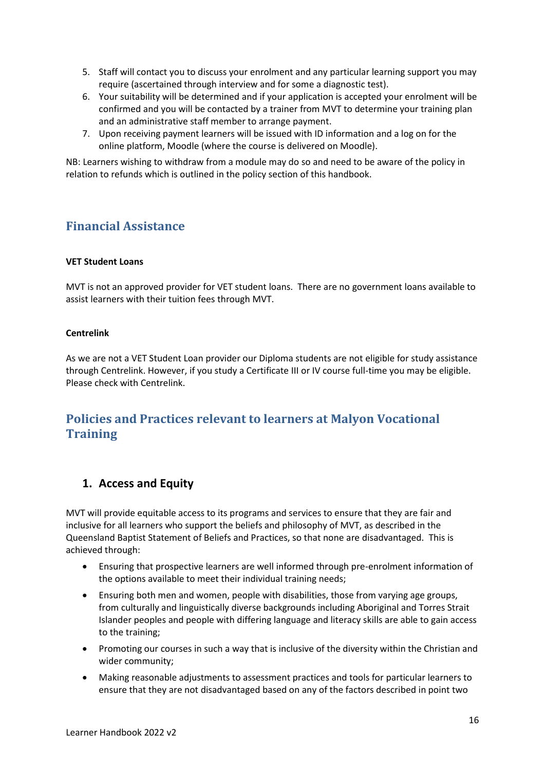5. Staff will contact you to discuss your enrolment and any particular learning support you may require (ascertained through interview and for some a diagnostic test).
6. Your suitability will be determined and if your application is accepted your enrolment will be confirmed and you will be contacted by a trainer from MVT to determine your training plan and an administrative staff member to arrange payment.
7. Upon receiving payment learners will be issued with ID information and a log on for the online platform, Moodle (where the course is delivered on Moodle).

NB: Learners wishing to withdraw from a module may do so and need to be aware of the policy in relation to refunds which is outlined in the policy section of this handbook.

## Financial Assistance

**VET Student Loans**

MVT is not an approved provider for VET student loans. There are no government loans available to assist learners with their tuition fees through MVT.

**Centrelink**

As we are not a VET Student Loan provider our Diploma students are not eligible for study assistance through Centrelink. However, if you study a Certificate III or IV course full-time you may be eligible. Please check with Centrelink.

## Policies and Practices relevant to learners at Malyon Vocational Training

### 1. Access and Equity

MVT will provide equitable access to its programs and services to ensure that they are fair and inclusive for all learners who support the beliefs and philosophy of MVT, as described in the Queensland Baptist Statement of Beliefs and Practices, so that none are disadvantaged. This is achieved through:

- Ensuring that prospective learners are well informed through pre-enrolment information of the options available to meet their individual training needs;
- Ensuring both men and women, people with disabilities, those from varying age groups, from culturally and linguistically diverse backgrounds including Aboriginal and Torres Strait Islander peoples and people with differing language and literacy skills are able to gain access to the training;
- Promoting our courses in such a way that is inclusive of the diversity within the Christian and wider community;
- Making reasonable adjustments to assessment practices and tools for particular learners to ensure that they are not disadvantaged based on any of the factors described in point two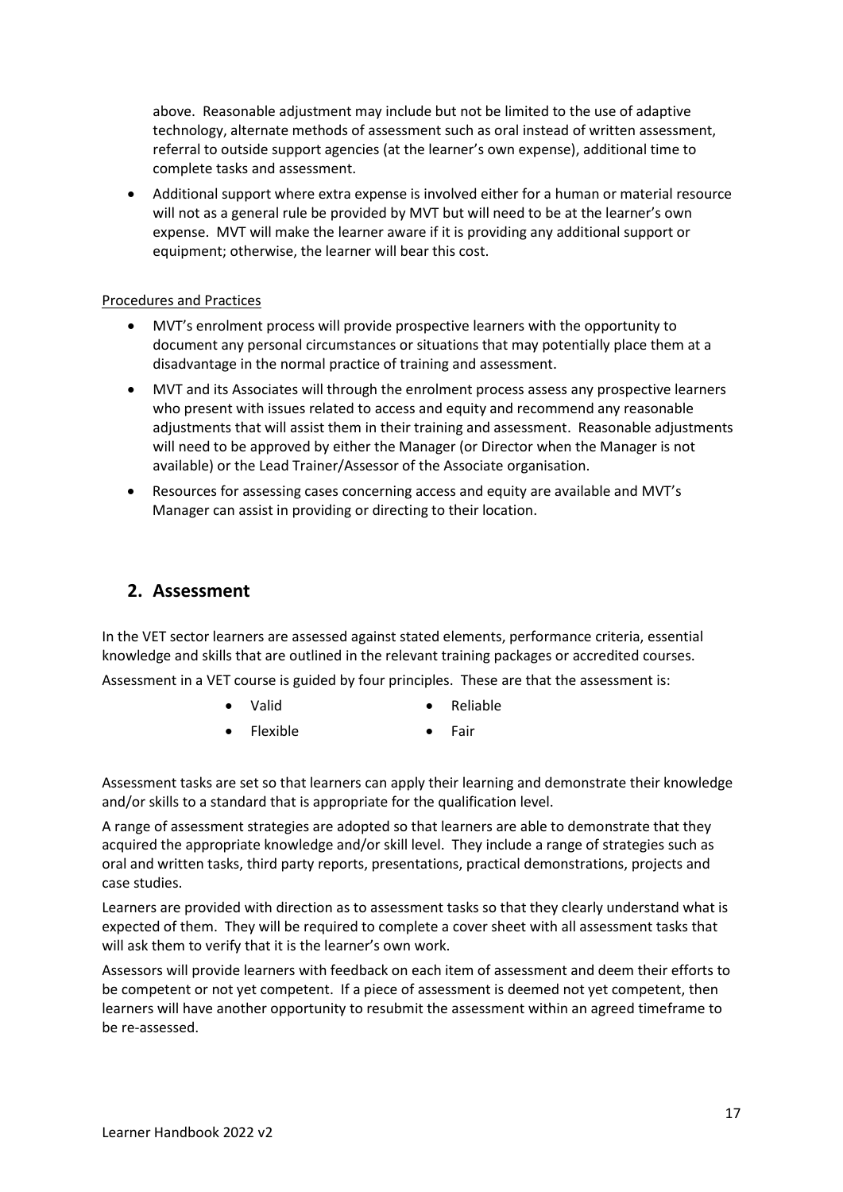above. Reasonable adjustment may include but not be limited to the use of adaptive technology, alternate methods of assessment such as oral instead of written assessment, referral to outside support agencies (at the learner's own expense), additional time to complete tasks and assessment.

- Additional support where extra expense is involved either for a human or material resource will not as a general rule be provided by MVT but will need to be at the learner's own expense. MVT will make the learner aware if it is providing any additional support or equipment; otherwise, the learner will bear this cost.

Procedures and Practices

- MVT's enrolment process will provide prospective learners with the opportunity to document any personal circumstances or situations that may potentially place them at a disadvantage in the normal practice of training and assessment.
- MVT and its Associates will through the enrolment process assess any prospective learners who present with issues related to access and equity and recommend any reasonable adjustments that will assist them in their training and assessment. Reasonable adjustments will need to be approved by either the Manager (or Director when the Manager is not available) or the Lead Trainer/Assessor of the Associate organisation.
- Resources for assessing cases concerning access and equity are available and MVT's Manager can assist in providing or directing to their location.

## 2. Assessment

In the VET sector learners are assessed against stated elements, performance criteria, essential knowledge and skills that are outlined in the relevant training packages or accredited courses.

Assessment in a VET course is guided by four principles. These are that the assessment is:

- Valid
- Reliable
- Flexible
- Fair

Assessment tasks are set so that learners can apply their learning and demonstrate their knowledge and/or skills to a standard that is appropriate for the qualification level.

A range of assessment strategies are adopted so that learners are able to demonstrate that they acquired the appropriate knowledge and/or skill level. They include a range of strategies such as oral and written tasks, third party reports, presentations, practical demonstrations, projects and case studies.

Learners are provided with direction as to assessment tasks so that they clearly understand what is expected of them. They will be required to complete a cover sheet with all assessment tasks that will ask them to verify that it is the learner's own work.

Assessors will provide learners with feedback on each item of assessment and deem their efforts to be competent or not yet competent. If a piece of assessment is deemed not yet competent, then learners will have another opportunity to resubmit the assessment within an agreed timeframe to be re-assessed.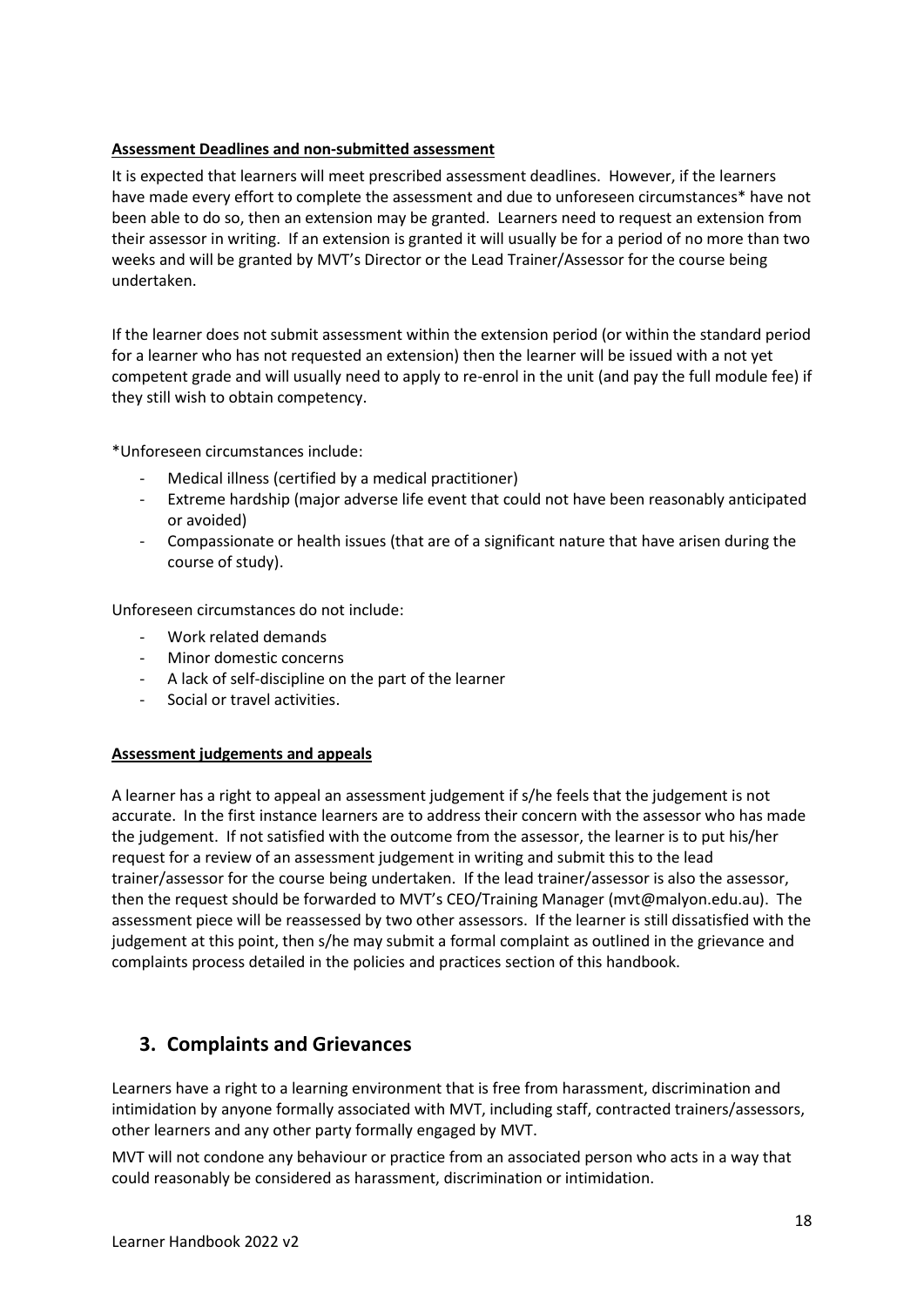**Assessment Deadlines and non-submitted assessment**

It is expected that learners will meet prescribed assessment deadlines. However, if the learners have made every effort to complete the assessment and due to unforeseen circumstances* have not been able to do so, then an extension may be granted. Learners need to request an extension from their assessor in writing. If an extension is granted it will usually be for a period of no more than two weeks and will be granted by MVT's Director or the Lead Trainer/Assessor for the course being undertaken.

If the learner does not submit assessment within the extension period (or within the standard period for a learner who has not requested an extension) then the learner will be issued with a not yet competent grade and will usually need to apply to re-enrol in the unit (and pay the full module fee) if they still wish to obtain competency.

*Unforeseen circumstances include:

- Medical illness (certified by a medical practitioner)
- Extreme hardship (major adverse life event that could not have been reasonably anticipated or avoided)
- Compassionate or health issues (that are of a significant nature that have arisen during the course of study).

Unforeseen circumstances do not include:

- Work related demands
- Minor domestic concerns
- A lack of self-discipline on the part of the learner
- Social or travel activities.

**Assessment judgements and appeals**

A learner has a right to appeal an assessment judgement if s/he feels that the judgement is not accurate. In the first instance learners are to address their concern with the assessor who has made the judgement. If not satisfied with the outcome from the assessor, the learner is to put his/her request for a review of an assessment judgement in writing and submit this to the lead trainer/assessor for the course being undertaken. If the lead trainer/assessor is also the assessor, then the request should be forwarded to MVT's CEO/Training Manager (mvt@malyon.edu.au). The assessment piece will be reassessed by two other assessors. If the learner is still dissatisfied with the judgement at this point, then s/he may submit a formal complaint as outlined in the grievance and complaints process detailed in the policies and practices section of this handbook.

## 3. Complaints and Grievances

Learners have a right to a learning environment that is free from harassment, discrimination and intimidation by anyone formally associated with MVT, including staff, contracted trainers/assessors, other learners and any other party formally engaged by MVT.

MVT will not condone any behaviour or practice from an associated person who acts in a way that could reasonably be considered as harassment, discrimination or intimidation.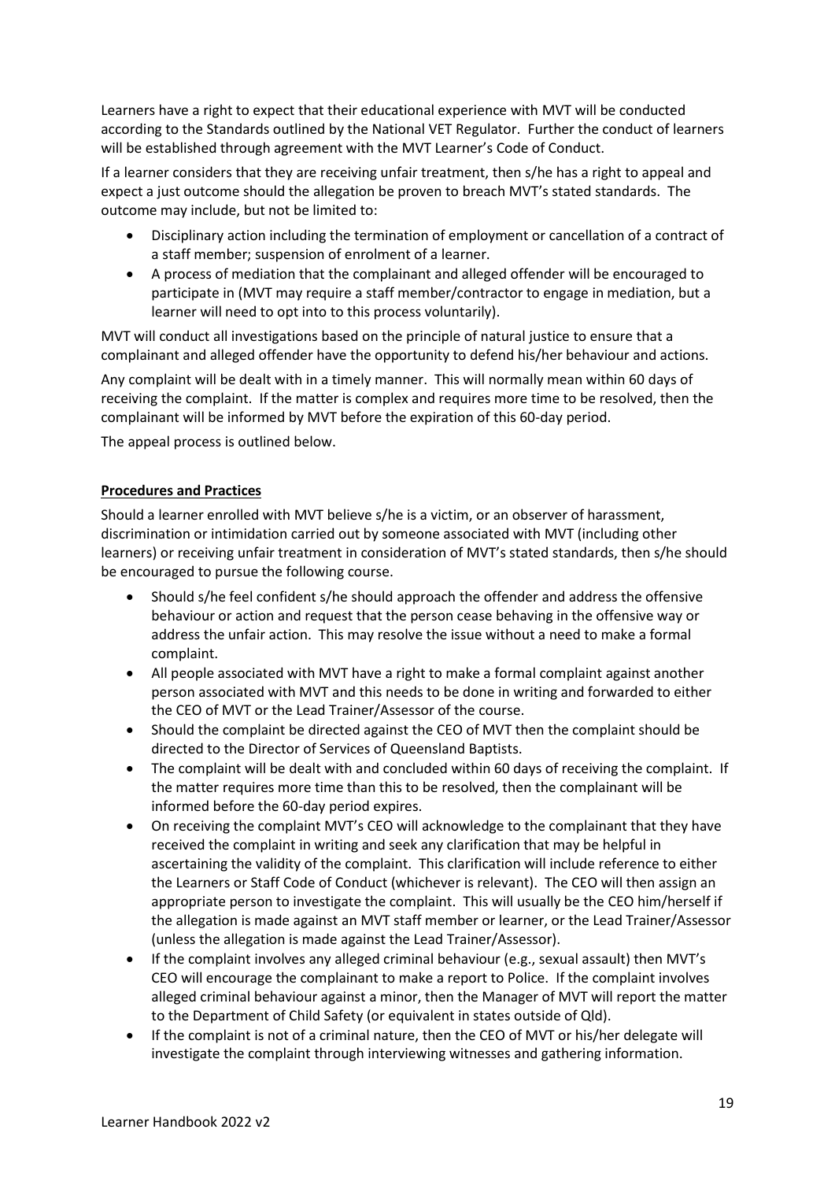Learners have a right to expect that their educational experience with MVT will be conducted according to the Standards outlined by the National VET Regulator. Further the conduct of learners will be established through agreement with the MVT Learner's Code of Conduct.

If a learner considers that they are receiving unfair treatment, then s/he has a right to appeal and expect a just outcome should the allegation be proven to breach MVT's stated standards. The outcome may include, but not be limited to:

- Disciplinary action including the termination of employment or cancellation of a contract of a staff member; suspension of enrolment of a learner.
- A process of mediation that the complainant and alleged offender will be encouraged to participate in (MVT may require a staff member/contractor to engage in mediation, but a learner will need to opt into to this process voluntarily).

MVT will conduct all investigations based on the principle of natural justice to ensure that a complainant and alleged offender have the opportunity to defend his/her behaviour and actions.

Any complaint will be dealt with in a timely manner. This will normally mean within 60 days of receiving the complaint. If the matter is complex and requires more time to be resolved, then the complainant will be informed by MVT before the expiration of this 60-day period.

The appeal process is outlined below.

**Procedures and Practices**

Should a learner enrolled with MVT believe s/he is a victim, or an observer of harassment, discrimination or intimidation carried out by someone associated with MVT (including other learners) or receiving unfair treatment in consideration of MVT's stated standards, then s/he should be encouraged to pursue the following course.

- Should s/he feel confident s/he should approach the offender and address the offensive behaviour or action and request that the person cease behaving in the offensive way or address the unfair action. This may resolve the issue without a need to make a formal complaint.
- All people associated with MVT have a right to make a formal complaint against another person associated with MVT and this needs to be done in writing and forwarded to either the CEO of MVT or the Lead Trainer/Assessor of the course.
- Should the complaint be directed against the CEO of MVT then the complaint should be directed to the Director of Services of Queensland Baptists.
- The complaint will be dealt with and concluded within 60 days of receiving the complaint. If the matter requires more time than this to be resolved, then the complainant will be informed before the 60-day period expires.
- On receiving the complaint MVT's CEO will acknowledge to the complainant that they have received the complaint in writing and seek any clarification that may be helpful in ascertaining the validity of the complaint. This clarification will include reference to either the Learners or Staff Code of Conduct (whichever is relevant). The CEO will then assign an appropriate person to investigate the complaint. This will usually be the CEO him/herself if the allegation is made against an MVT staff member or learner, or the Lead Trainer/Assessor (unless the allegation is made against the Lead Trainer/Assessor).
- If the complaint involves any alleged criminal behaviour (e.g., sexual assault) then MVT's CEO will encourage the complainant to make a report to Police. If the complaint involves alleged criminal behaviour against a minor, then the Manager of MVT will report the matter to the Department of Child Safety (or equivalent in states outside of Qld).
- If the complaint is not of a criminal nature, then the CEO of MVT or his/her delegate will investigate the complaint through interviewing witnesses and gathering information.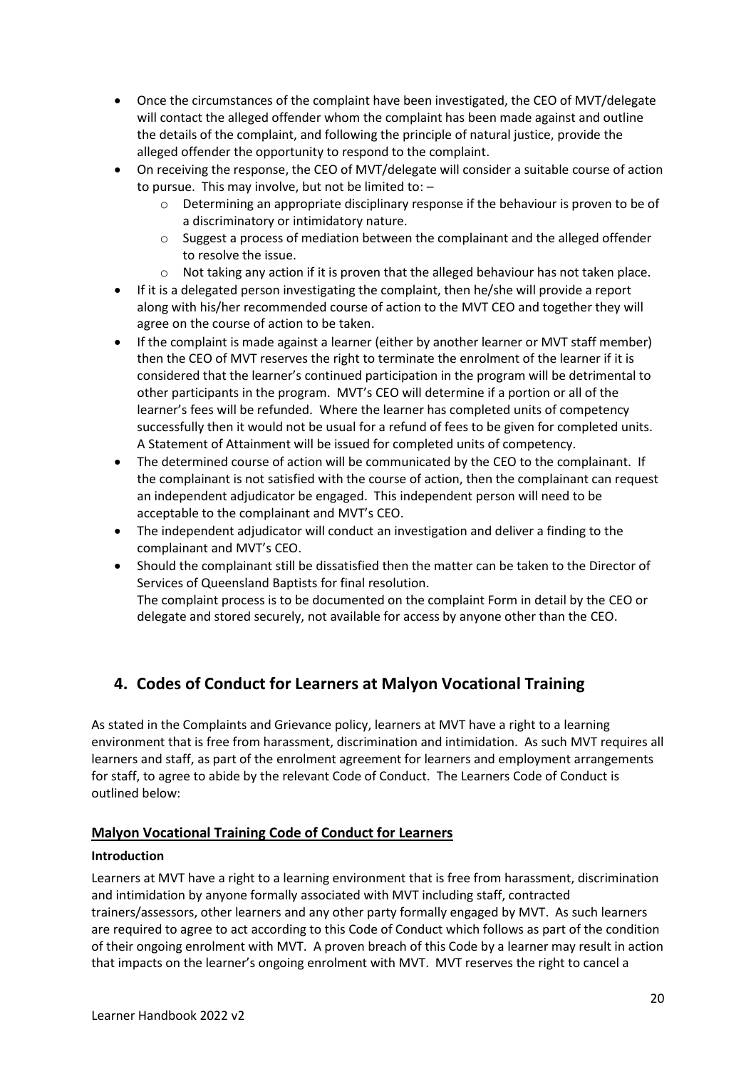- Once the circumstances of the complaint have been investigated, the CEO of MVT/delegate will contact the alleged offender whom the complaint has been made against and outline the details of the complaint, and following the principle of natural justice, provide the alleged offender the opportunity to respond to the complaint.
- On receiving the response, the CEO of MVT/delegate will consider a suitable course of action to pursue. This may involve, but not be limited to: –
    - Determining an appropriate disciplinary response if the behaviour is proven to be of a discriminatory or intimidatory nature.
    - Suggest a process of mediation between the complainant and the alleged offender to resolve the issue.
    - Not taking any action if it is proven that the alleged behaviour has not taken place.
- If it is a delegated person investigating the complaint, then he/she will provide a report along with his/her recommended course of action to the MVT CEO and together they will agree on the course of action to be taken.
- If the complaint is made against a learner (either by another learner or MVT staff member) then the CEO of MVT reserves the right to terminate the enrolment of the learner if it is considered that the learner's continued participation in the program will be detrimental to other participants in the program. MVT's CEO will determine if a portion or all of the learner's fees will be refunded. Where the learner has completed units of competency successfully then it would not be usual for a refund of fees to be given for completed units. A Statement of Attainment will be issued for completed units of competency.
- The determined course of action will be communicated by the CEO to the complainant. If the complainant is not satisfied with the course of action, then the complainant can request an independent adjudicator be engaged. This independent person will need to be acceptable to the complainant and MVT's CEO.
- The independent adjudicator will conduct an investigation and deliver a finding to the complainant and MVT's CEO.
- Should the complainant still be dissatisfied then the matter can be taken to the Director of Services of Queensland Baptists for final resolution.
  The complaint process is to be documented on the complaint Form in detail by the CEO or delegate and stored securely, not available for access by anyone other than the CEO.

## 4. Codes of Conduct for Learners at Malyon Vocational Training

As stated in the Complaints and Grievance policy, learners at MVT have a right to a learning environment that is free from harassment, discrimination and intimidation. As such MVT requires all learners and staff, as part of the enrolment agreement for learners and employment arrangements for staff, to agree to abide by the relevant Code of Conduct. The Learners Code of Conduct is outlined below:

### Malyon Vocational Training Code of Conduct for Learners

#### Introduction

Learners at MVT have a right to a learning environment that is free from harassment, discrimination and intimidation by anyone formally associated with MVT including staff, contracted trainers/assessors, other learners and any other party formally engaged by MVT. As such learners are required to agree to act according to this Code of Conduct which follows as part of the condition of their ongoing enrolment with MVT. A proven breach of this Code by a learner may result in action that impacts on the learner's ongoing enrolment with MVT. MVT reserves the right to cancel a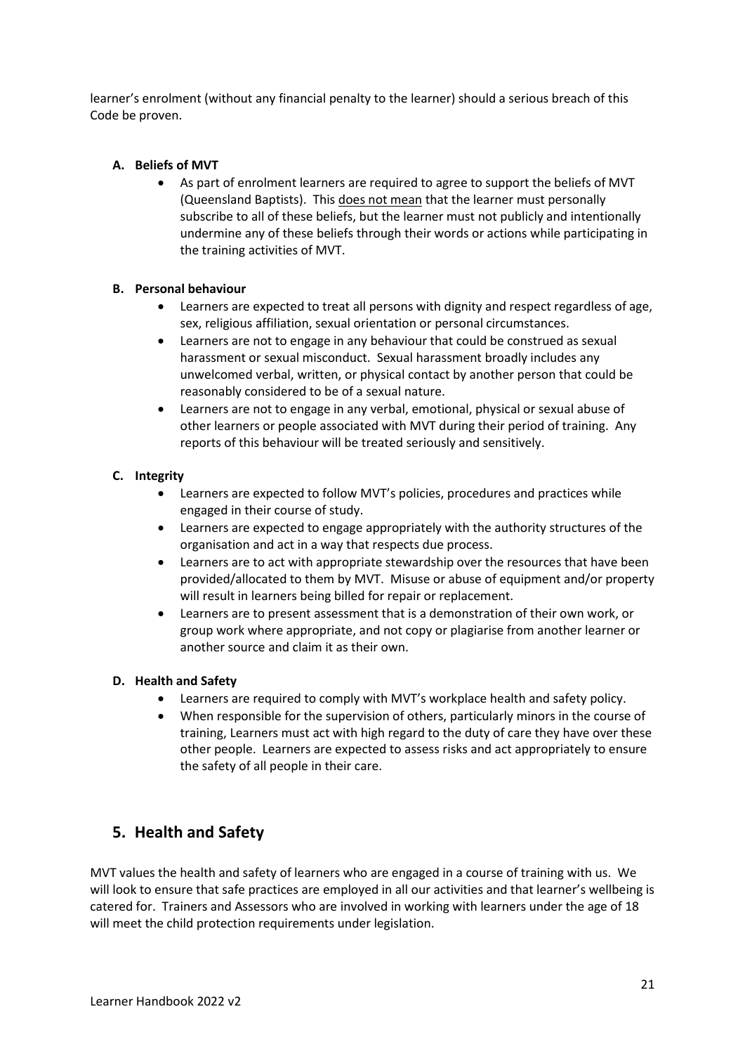learner's enrolment (without any financial penalty to the learner) should a serious breach of this Code be proven.

**A. Beliefs of MVT**

- As part of enrolment learners are required to agree to support the beliefs of MVT (Queensland Baptists). This <u>does not mean</u> that the learner must personally subscribe to all of these beliefs, but the learner must not publicly and intentionally undermine any of these beliefs through their words or actions while participating in the training activities of MVT.

**B. Personal behaviour**

- Learners are expected to treat all persons with dignity and respect regardless of age, sex, religious affiliation, sexual orientation or personal circumstances.
- Learners are not to engage in any behaviour that could be construed as sexual harassment or sexual misconduct. Sexual harassment broadly includes any unwelcomed verbal, written, or physical contact by another person that could be reasonably considered to be of a sexual nature.
- Learners are not to engage in any verbal, emotional, physical or sexual abuse of other learners or people associated with MVT during their period of training. Any reports of this behaviour will be treated seriously and sensitively.

**C. Integrity**

- Learners are expected to follow MVT's policies, procedures and practices while engaged in their course of study.
- Learners are expected to engage appropriately with the authority structures of the organisation and act in a way that respects due process.
- Learners are to act with appropriate stewardship over the resources that have been provided/allocated to them by MVT. Misuse or abuse of equipment and/or property will result in learners being billed for repair or replacement.
- Learners are to present assessment that is a demonstration of their own work, or group work where appropriate, and not copy or plagiarise from another learner or another source and claim it as their own.

**D. Health and Safety**

- Learners are required to comply with MVT's workplace health and safety policy.
- When responsible for the supervision of others, particularly minors in the course of training, Learners must act with high regard to the duty of care they have over these other people. Learners are expected to assess risks and act appropriately to ensure the safety of all people in their care.

## 5. Health and Safety

MVT values the health and safety of learners who are engaged in a course of training with us. We will look to ensure that safe practices are employed in all our activities and that learner's wellbeing is catered for. Trainers and Assessors who are involved in working with learners under the age of 18 will meet the child protection requirements under legislation.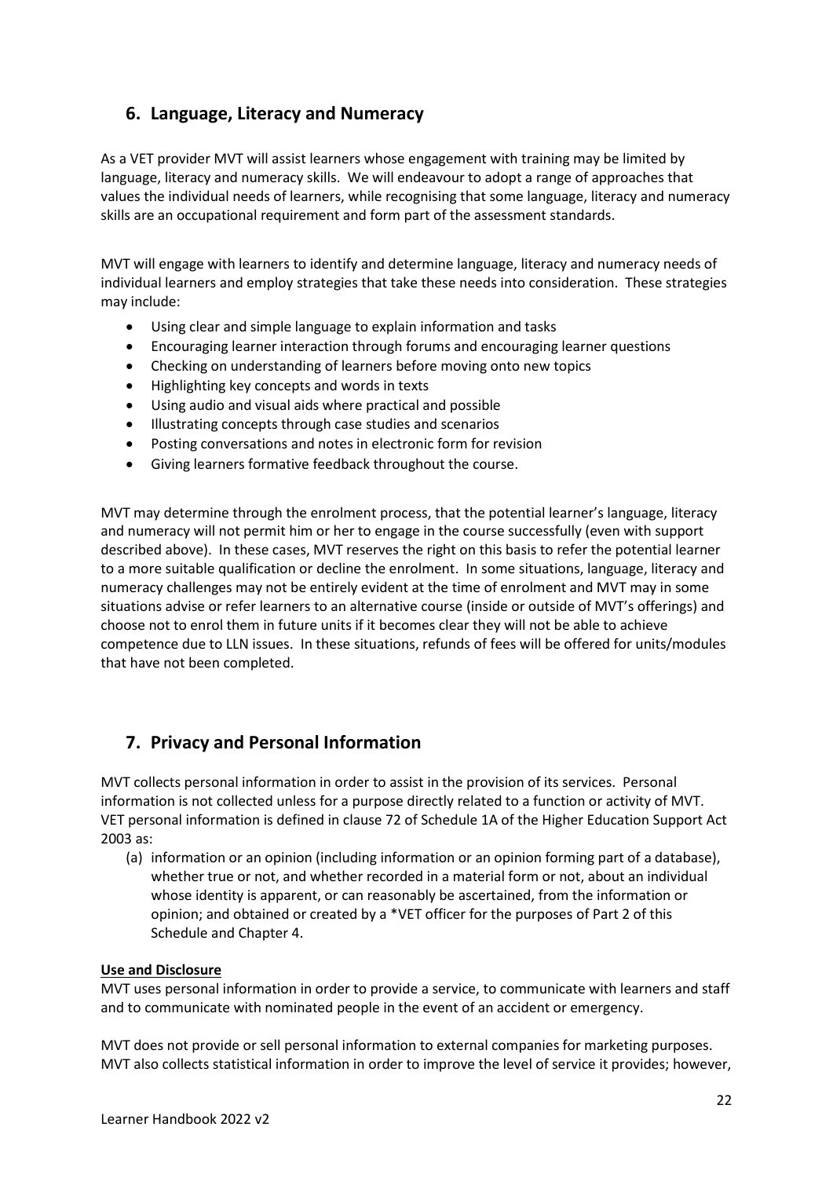## 6. Language, Literacy and Numeracy

As a VET provider MVT will assist learners whose engagement with training may be limited by language, literacy and numeracy skills. We will endeavour to adopt a range of approaches that values the individual needs of learners, while recognising that some language, literacy and numeracy skills are an occupational requirement and form part of the assessment standards.

MVT will engage with learners to identify and determine language, literacy and numeracy needs of individual learners and employ strategies that take these needs into consideration. These strategies may include:

- Using clear and simple language to explain information and tasks
- Encouraging learner interaction through forums and encouraging learner questions
- Checking on understanding of learners before moving onto new topics
- Highlighting key concepts and words in texts
- Using audio and visual aids where practical and possible
- Illustrating concepts through case studies and scenarios
- Posting conversations and notes in electronic form for revision
- Giving learners formative feedback throughout the course.

MVT may determine through the enrolment process, that the potential learner's language, literacy and numeracy will not permit him or her to engage in the course successfully (even with support described above). In these cases, MVT reserves the right on this basis to refer the potential learner to a more suitable qualification or decline the enrolment. In some situations, language, literacy and numeracy challenges may not be entirely evident at the time of enrolment and MVT may in some situations advise or refer learners to an alternative course (inside or outside of MVT's offerings) and choose not to enrol them in future units if it becomes clear they will not be able to achieve competence due to LLN issues. In these situations, refunds of fees will be offered for units/modules that have not been completed.

## 7. Privacy and Personal Information

MVT collects personal information in order to assist in the provision of its services. Personal information is not collected unless for a purpose directly related to a function or activity of MVT. VET personal information is defined in clause 72 of Schedule 1A of the Higher Education Support Act 2003 as:

(a) information or an opinion (including information or an opinion forming part of a database), whether true or not, and whether recorded in a material form or not, about an individual whose identity is apparent, or can reasonably be ascertained, from the information or opinion; and obtained or created by a *VET officer for the purposes of Part 2 of this Schedule and Chapter 4.

**Use and Disclosure**

MVT uses personal information in order to provide a service, to communicate with learners and staff and to communicate with nominated people in the event of an accident or emergency.

MVT does not provide or sell personal information to external companies for marketing purposes. MVT also collects statistical information in order to improve the level of service it provides; however,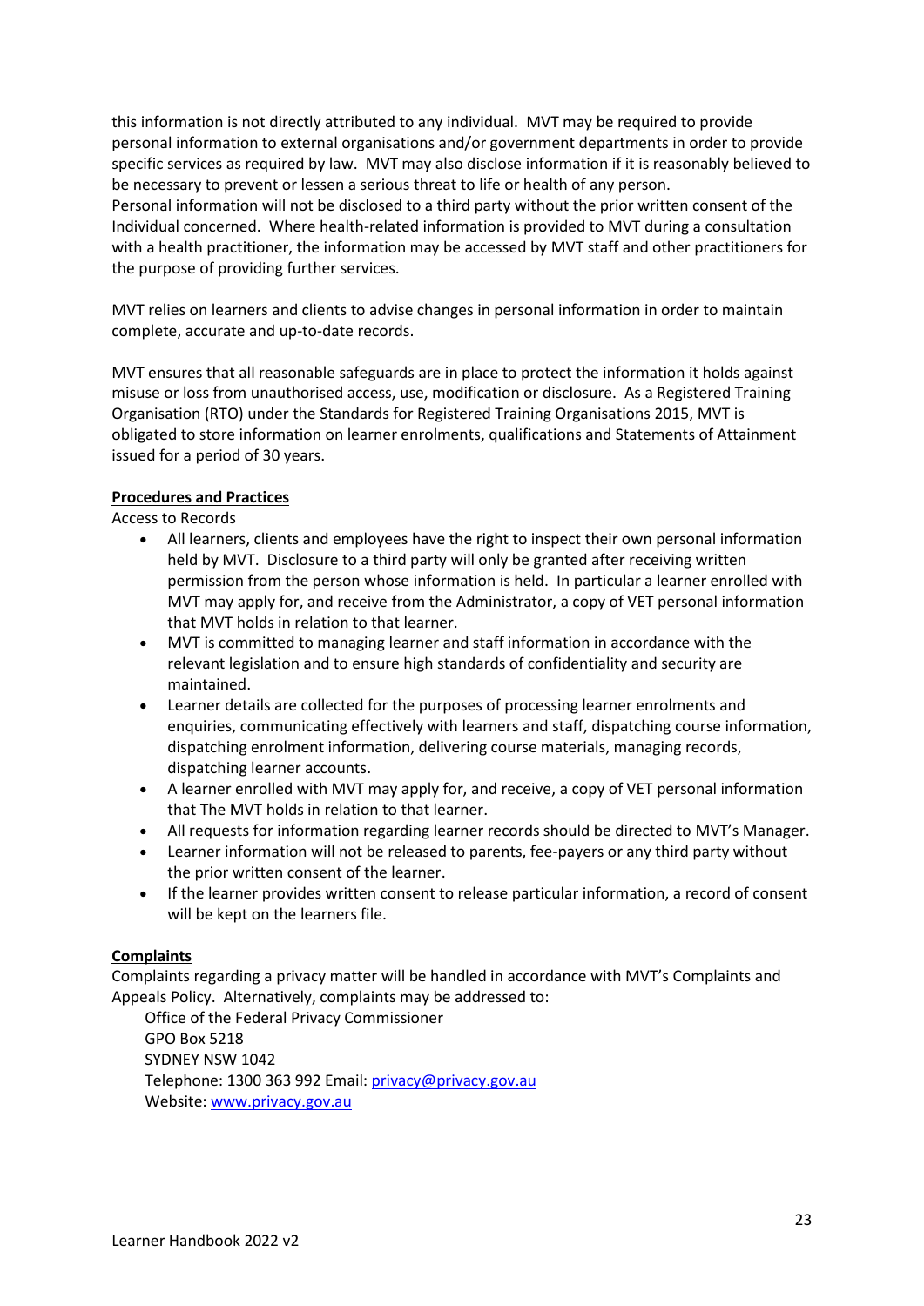this information is not directly attributed to any individual. MVT may be required to provide personal information to external organisations and/or government departments in order to provide specific services as required by law. MVT may also disclose information if it is reasonably believed to be necessary to prevent or lessen a serious threat to life or health of any person.
Personal information will not be disclosed to a third party without the prior written consent of the Individual concerned. Where health-related information is provided to MVT during a consultation with a health practitioner, the information may be accessed by MVT staff and other practitioners for the purpose of providing further services.

MVT relies on learners and clients to advise changes in personal information in order to maintain complete, accurate and up-to-date records.

MVT ensures that all reasonable safeguards are in place to protect the information it holds against misuse or loss from unauthorised access, use, modification or disclosure. As a Registered Training Organisation (RTO) under the Standards for Registered Training Organisations 2015, MVT is obligated to store information on learner enrolments, qualifications and Statements of Attainment issued for a period of 30 years.

**Procedures and Practices**

Access to Records

- All learners, clients and employees have the right to inspect their own personal information held by MVT. Disclosure to a third party will only be granted after receiving written permission from the person whose information is held. In particular a learner enrolled with MVT may apply for, and receive from the Administrator, a copy of VET personal information that MVT holds in relation to that learner.
- MVT is committed to managing learner and staff information in accordance with the relevant legislation and to ensure high standards of confidentiality and security are maintained.
- Learner details are collected for the purposes of processing learner enrolments and enquiries, communicating effectively with learners and staff, dispatching course information, dispatching enrolment information, delivering course materials, managing records, dispatching learner accounts.
- A learner enrolled with MVT may apply for, and receive, a copy of VET personal information that The MVT holds in relation to that learner.
- All requests for information regarding learner records should be directed to MVT's Manager.
- Learner information will not be released to parents, fee-payers or any third party without the prior written consent of the learner.
- If the learner provides written consent to release particular information, a record of consent will be kept on the learners file.

**Complaints**

Complaints regarding a privacy matter will be handled in accordance with MVT's Complaints and Appeals Policy. Alternatively, complaints may be addressed to:

Office of the Federal Privacy Commissioner
GPO Box 5218
SYDNEY NSW 1042
Telephone: 1300 363 992 Email: privacy@privacy.gov.au
Website: www.privacy.gov.au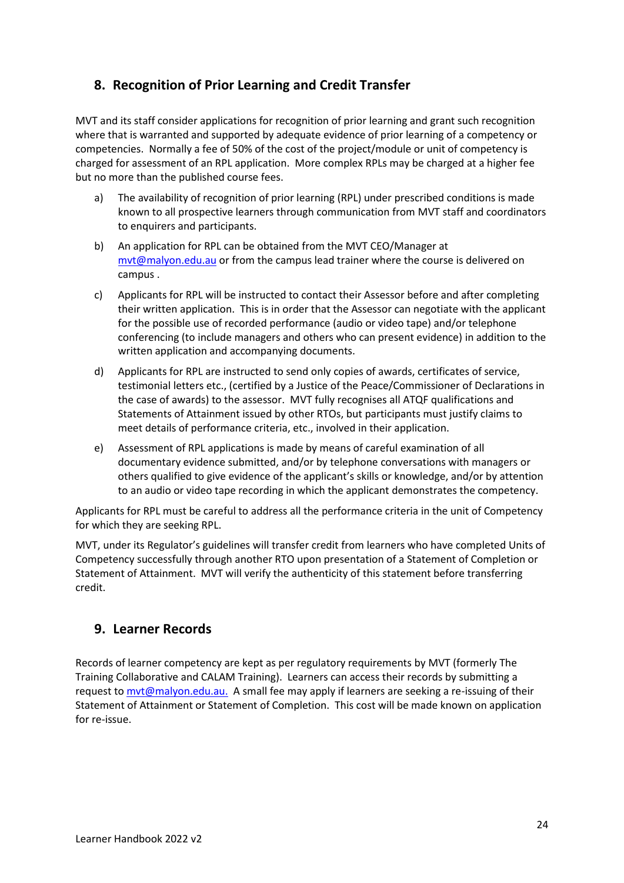## 8. Recognition of Prior Learning and Credit Transfer

MVT and its staff consider applications for recognition of prior learning and grant such recognition where that is warranted and supported by adequate evidence of prior learning of a competency or competencies. Normally a fee of 50% of the cost of the project/module or unit of competency is charged for assessment of an RPL application. More complex RPLs may be charged at a higher fee but no more than the published course fees.

a) The availability of recognition of prior learning (RPL) under prescribed conditions is made known to all prospective learners through communication from MVT staff and coordinators to enquirers and participants.

b) An application for RPL can be obtained from the MVT CEO/Manager at mvt@malyon.edu.au or from the campus lead trainer where the course is delivered on campus .

c) Applicants for RPL will be instructed to contact their Assessor before and after completing their written application. This is in order that the Assessor can negotiate with the applicant for the possible use of recorded performance (audio or video tape) and/or telephone conferencing (to include managers and others who can present evidence) in addition to the written application and accompanying documents.

d) Applicants for RPL are instructed to send only copies of awards, certificates of service, testimonial letters etc., (certified by a Justice of the Peace/Commissioner of Declarations in the case of awards) to the assessor. MVT fully recognises all ATQF qualifications and Statements of Attainment issued by other RTOs, but participants must justify claims to meet details of performance criteria, etc., involved in their application.

e) Assessment of RPL applications is made by means of careful examination of all documentary evidence submitted, and/or by telephone conversations with managers or others qualified to give evidence of the applicant's skills or knowledge, and/or by attention to an audio or video tape recording in which the applicant demonstrates the competency.

Applicants for RPL must be careful to address all the performance criteria in the unit of Competency for which they are seeking RPL.

MVT, under its Regulator's guidelines will transfer credit from learners who have completed Units of Competency successfully through another RTO upon presentation of a Statement of Completion or Statement of Attainment. MVT will verify the authenticity of this statement before transferring credit.

## 9. Learner Records

Records of learner competency are kept as per regulatory requirements by MVT (formerly The Training Collaborative and CALAM Training). Learners can access their records by submitting a request to mvt@malyon.edu.au. A small fee may apply if learners are seeking a re-issuing of their Statement of Attainment or Statement of Completion. This cost will be made known on application for re-issue.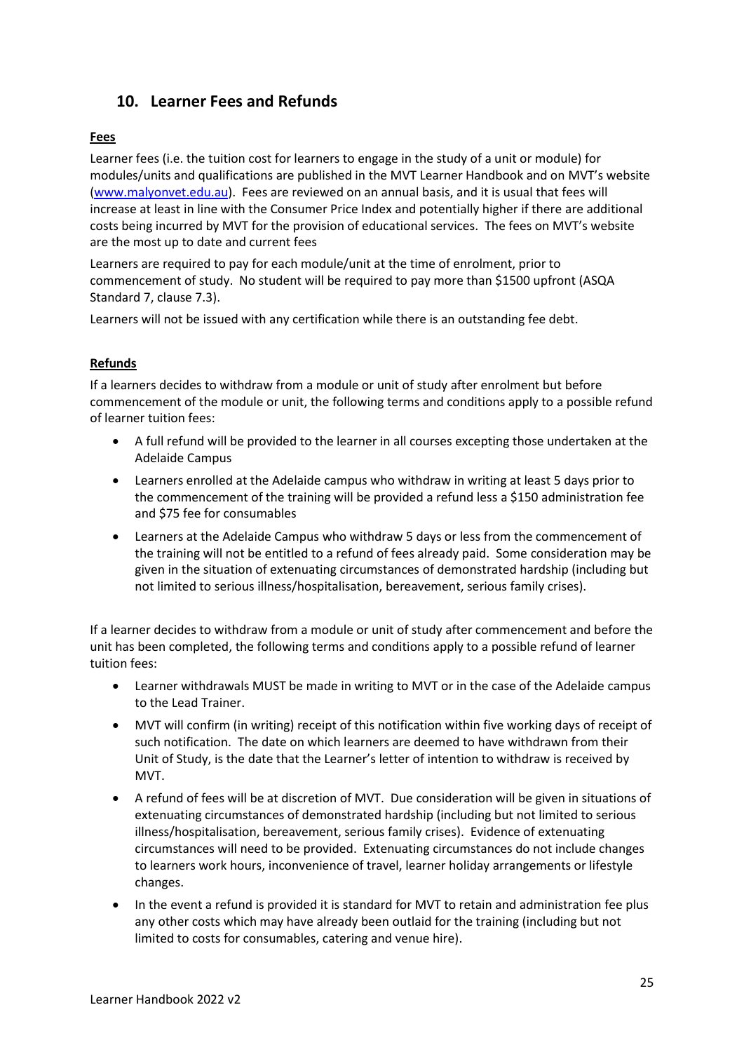## 10. Learner Fees and Refunds

**Fees**

Learner fees (i.e. the tuition cost for learners to engage in the study of a unit or module) for modules/units and qualifications are published in the MVT Learner Handbook and on MVT's website (www.malyonvet.edu.au). Fees are reviewed on an annual basis, and it is usual that fees will increase at least in line with the Consumer Price Index and potentially higher if there are additional costs being incurred by MVT for the provision of educational services. The fees on MVT's website are the most up to date and current fees

Learners are required to pay for each module/unit at the time of enrolment, prior to commencement of study. No student will be required to pay more than $1500 upfront (ASQA Standard 7, clause 7.3).

Learners will not be issued with any certification while there is an outstanding fee debt.

**Refunds**

If a learners decides to withdraw from a module or unit of study after enrolment but before commencement of the module or unit, the following terms and conditions apply to a possible refund of learner tuition fees:

- A full refund will be provided to the learner in all courses excepting those undertaken at the Adelaide Campus
- Learners enrolled at the Adelaide campus who withdraw in writing at least 5 days prior to the commencement of the training will be provided a refund less a $150 administration fee and $75 fee for consumables
- Learners at the Adelaide Campus who withdraw 5 days or less from the commencement of the training will not be entitled to a refund of fees already paid. Some consideration may be given in the situation of extenuating circumstances of demonstrated hardship (including but not limited to serious illness/hospitalisation, bereavement, serious family crises).

If a learner decides to withdraw from a module or unit of study after commencement and before the unit has been completed, the following terms and conditions apply to a possible refund of learner tuition fees:

- Learner withdrawals MUST be made in writing to MVT or in the case of the Adelaide campus to the Lead Trainer.
- MVT will confirm (in writing) receipt of this notification within five working days of receipt of such notification. The date on which learners are deemed to have withdrawn from their Unit of Study, is the date that the Learner's letter of intention to withdraw is received by MVT.
- A refund of fees will be at discretion of MVT. Due consideration will be given in situations of extenuating circumstances of demonstrated hardship (including but not limited to serious illness/hospitalisation, bereavement, serious family crises). Evidence of extenuating circumstances will need to be provided. Extenuating circumstances do not include changes to learners work hours, inconvenience of travel, learner holiday arrangements or lifestyle changes.
- In the event a refund is provided it is standard for MVT to retain and administration fee plus any other costs which may have already been outlaid for the training (including but not limited to costs for consumables, catering and venue hire).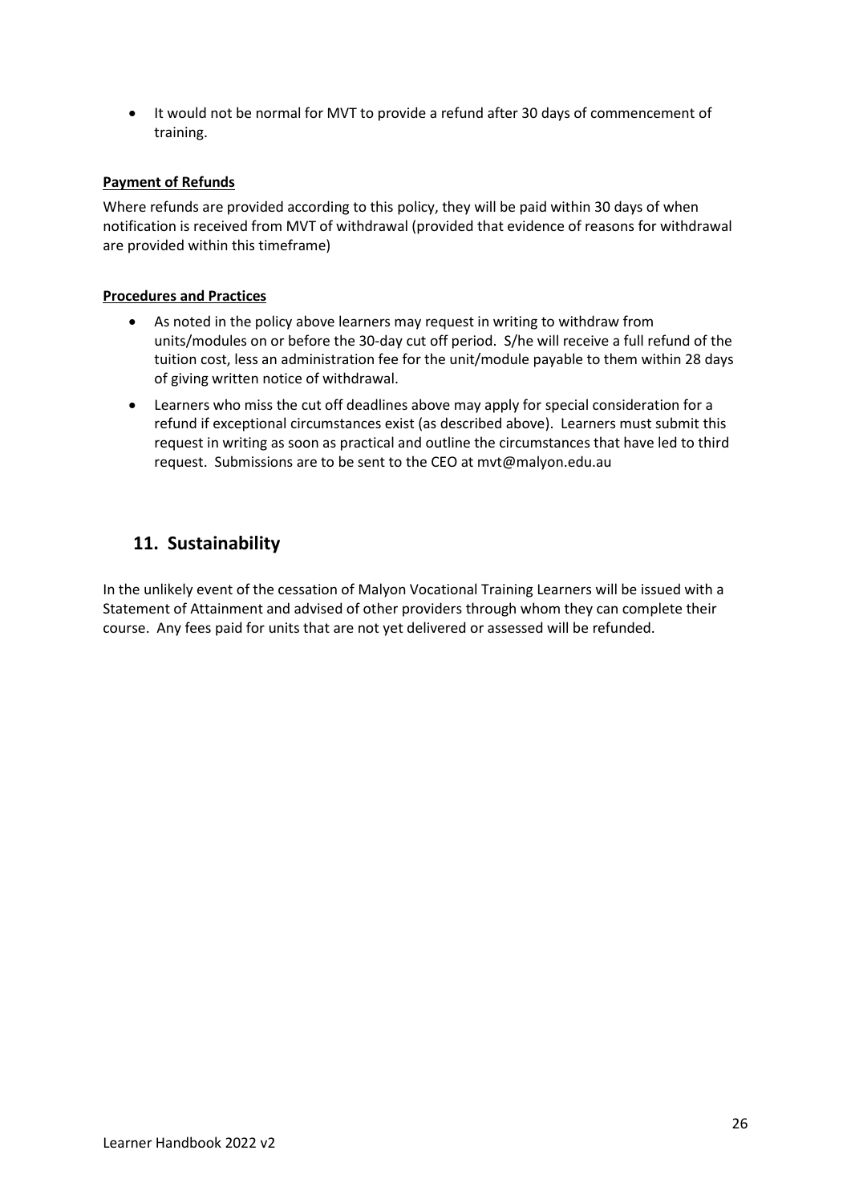- It would not be normal for MVT to provide a refund after 30 days of commencement of training.

**Payment of Refunds**

Where refunds are provided according to this policy, they will be paid within 30 days of when notification is received from MVT of withdrawal (provided that evidence of reasons for withdrawal are provided within this timeframe)

**Procedures and Practices**

- As noted in the policy above learners may request in writing to withdraw from units/modules on or before the 30-day cut off period. S/he will receive a full refund of the tuition cost, less an administration fee for the unit/module payable to them within 28 days of giving written notice of withdrawal.
- Learners who miss the cut off deadlines above may apply for special consideration for a refund if exceptional circumstances exist (as described above). Learners must submit this request in writing as soon as practical and outline the circumstances that have led to third request. Submissions are to be sent to the CEO at mvt@malyon.edu.au

## 11. Sustainability

In the unlikely event of the cessation of Malyon Vocational Training Learners will be issued with a Statement of Attainment and advised of other providers through whom they can complete their course. Any fees paid for units that are not yet delivered or assessed will be refunded.